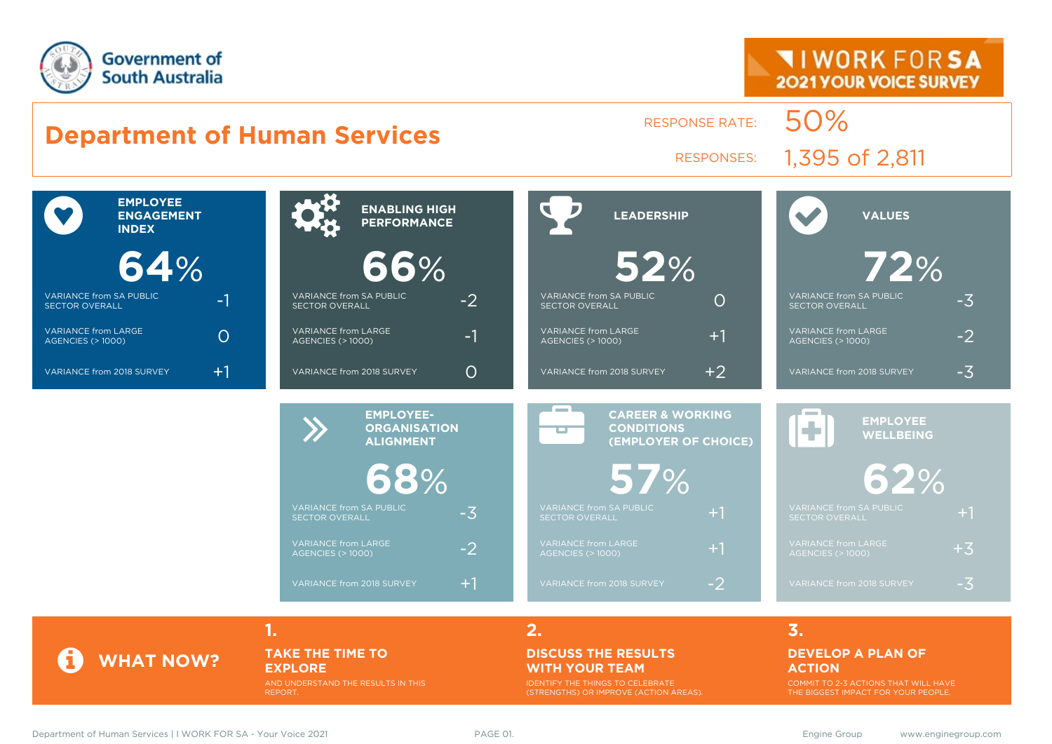Government of South Australia

I WORK FOR SA
2021 YOUR VOICE SURVEY

# Department of Human Services

RESPONSE RATE: 50%

RESPONSES: 1,395 of 2,811

| Indicator | Score | Variance from SA Public Sector Overall | Variance from Large Agencies (> 1000) | Variance from 2018 Survey |
|---|---|---|---|---|
| EMPLOYEE ENGAGEMENT INDEX | 64% | -1 | 0 | +1 |
| ENABLING HIGH PERFORMANCE | 66% | -2 | -1 | 0 |
| LEADERSHIP | 52% | 0 | +1 | +2 |
| VALUES | 72% | -3 | -2 | -3 |
| EMPLOYEE-ORGANISATION ALIGNMENT | 68% | -3 | -2 | +1 |
| CAREER & WORKING CONDITIONS (EMPLOYER OF CHOICE) | 57% | +1 | +1 | -2 |
| EMPLOYEE WELLBEING | 62% | +1 | +3 | -3 |

## WHAT NOW?

**1. TAKE THE TIME TO EXPLORE**
AND UNDERSTAND THE RESULTS IN THIS REPORT.

**2. DISCUSS THE RESULTS WITH YOUR TEAM**
IDENTIFY THE THINGS TO CELEBRATE (STRENGTHS) OR IMPROVE (ACTION AREAS).

**3. DEVELOP A PLAN OF ACTION**
COMMIT TO 2-3 ACTIONS THAT WILL HAVE THE BIGGEST IMPACT FOR YOUR PEOPLE.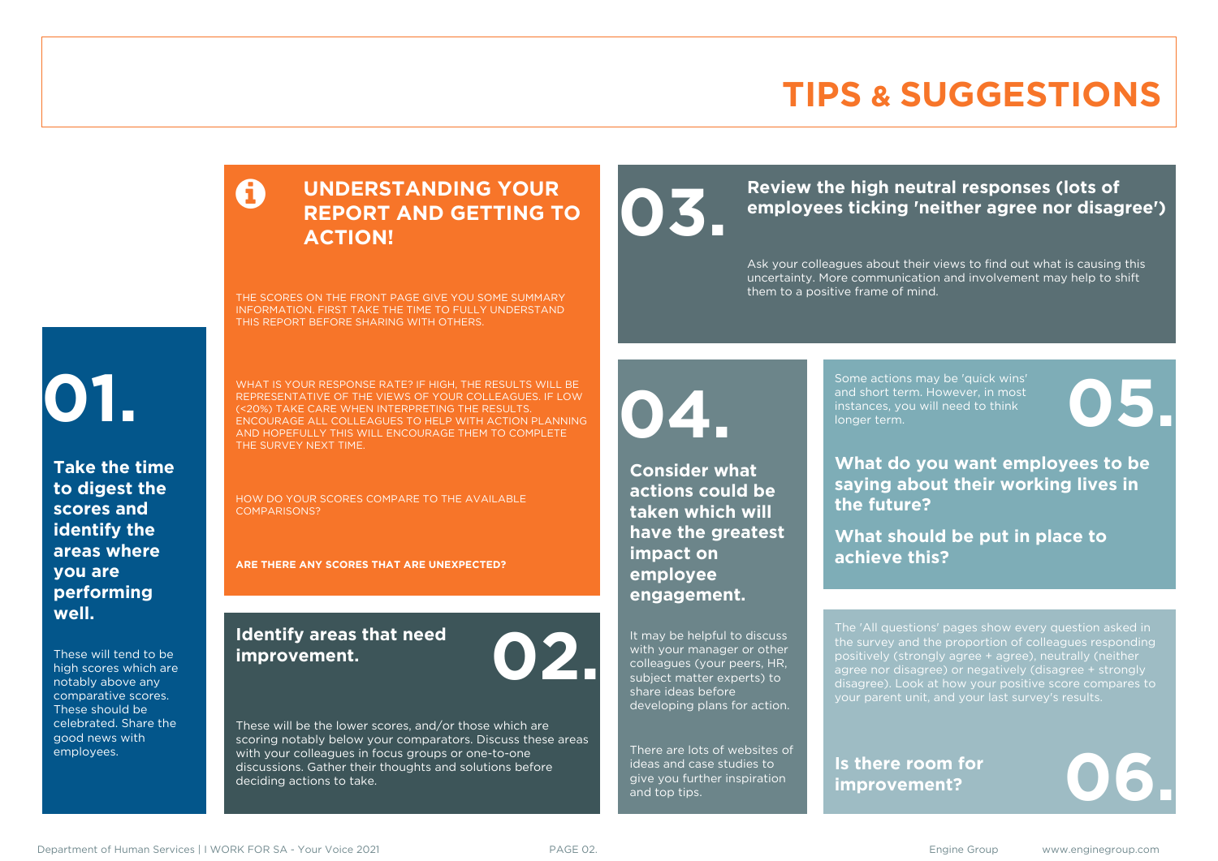# TIPS & SUGGESTIONS

## UNDERSTANDING YOUR REPORT AND GETTING TO ACTION!

THE SCORES ON THE FRONT PAGE GIVE YOU SOME SUMMARY INFORMATION. FIRST TAKE THE TIME TO FULLY UNDERSTAND THIS REPORT BEFORE SHARING WITH OTHERS.

WHAT IS YOUR RESPONSE RATE? IF HIGH, THE RESULTS WILL BE REPRESENTATIVE OF THE VIEWS OF YOUR COLLEAGUES. IF LOW (<20%) TAKE CARE WHEN INTERPRETING THE RESULTS. ENCOURAGE ALL COLLEAGUES TO HELP WITH ACTION PLANNING AND HOPEFULLY THIS WILL ENCOURAGE THEM TO COMPLETE THE SURVEY NEXT TIME.

HOW DO YOUR SCORES COMPARE TO THE AVAILABLE COMPARISONS?

**ARE THERE ANY SCORES THAT ARE UNEXPECTED?**

## 01.

**Take the time to digest the scores and identify the areas where you are performing well.**

These will tend to be high scores which are notably above any comparative scores. These should be celebrated. Share the good news with employees.

## 02.

**Identify areas that need improvement.**

These will be the lower scores, and/or those which are scoring notably below your comparators. Discuss these areas with your colleagues in focus groups or one-to-one discussions. Gather their thoughts and solutions before deciding actions to take.

## 03.

**Review the high neutral responses (lots of employees ticking 'neither agree nor disagree')**

Ask your colleagues about their views to find out what is causing this uncertainty. More communication and involvement may help to shift them to a positive frame of mind.

## 04.

**Consider what actions could be taken which will have the greatest impact on employee engagement.**

It may be helpful to discuss with your manager or other colleagues (your peers, HR, subject matter experts) to share ideas before developing plans for action.

There are lots of websites of ideas and case studies to give you further inspiration and top tips.

## 05.

Some actions may be 'quick wins' and short term. However, in most instances, you will need to think longer term.

**What do you want employees to be saying about their working lives in the future?**

**What should be put in place to achieve this?**

## 06.

The 'All questions' pages show every question asked in the survey and the proportion of colleagues responding positively (strongly agree + agree), neutrally (neither agree nor disagree) or negatively (disagree + strongly disagree). Look at how your positive score compares to your parent unit, and your last survey's results.

**Is there room for improvement?**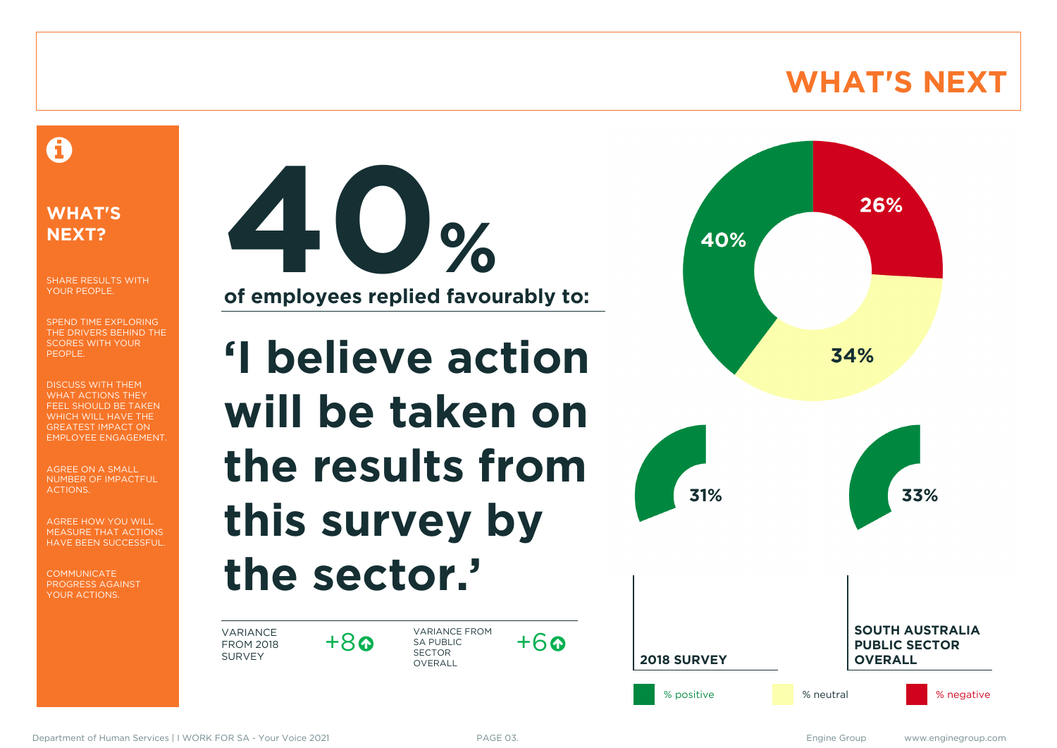# WHAT'S NEXT

## WHAT'S NEXT?

SHARE RESULTS WITH YOUR PEOPLE.

SPEND TIME EXPLORING THE DRIVERS BEHIND THE SCORES WITH YOUR PEOPLE.

DISCUSS WITH THEM WHAT ACTIONS THEY FEEL SHOULD BE TAKEN WHICH WILL HAVE THE GREATEST IMPACT ON EMPLOYEE ENGAGEMENT.

AGREE ON A SMALL NUMBER OF IMPACTFUL ACTIONS.

AGREE HOW YOU WILL MEASURE THAT ACTIONS HAVE BEEN SUCCESSFUL.

COMMUNICATE PROGRESS AGAINST YOUR ACTIONS.

**40%**

**of employees replied favourably to:**

# 'I believe action will be taken on the results from this survey by the sector.'

| VARIANCE FROM 2018 SURVEY | +8 ↑ | VARIANCE FROM SA PUBLIC SECTOR OVERALL | +6 ↑ |
|---|---|---|---|

| | % positive | % neutral | % negative |
|---|---|---|---|
| Current | 40% | 34% | 26% |
| 2018 SURVEY | 31% | | |
| SOUTH AUSTRALIA PUBLIC SECTOR OVERALL | 33% | | |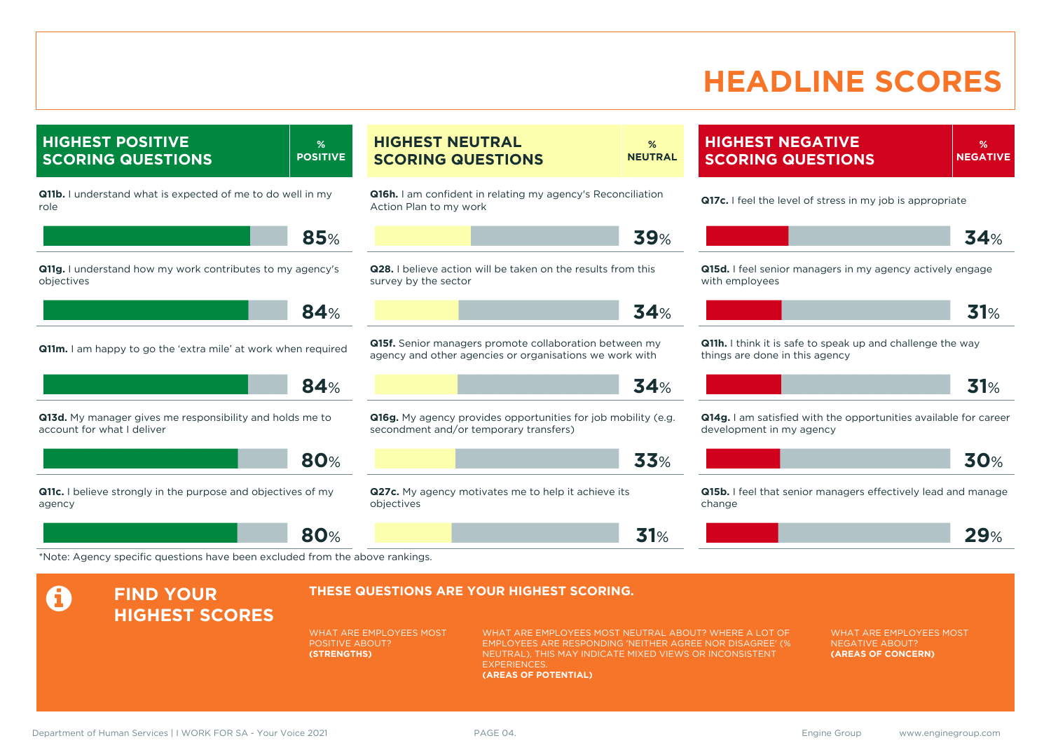# HEADLINE SCORES

## HIGHEST POSITIVE SCORING QUESTIONS

| Question | % POSITIVE |
|---|---|
| **Q11b.** I understand what is expected of me to do well in my role | 85% |
| **Q11g.** I understand how my work contributes to my agency's objectives | 84% |
| **Q11m.** I am happy to go the 'extra mile' at work when required | 84% |
| **Q13d.** My manager gives me responsibility and holds me to account for what I deliver | 80% |
| **Q11c.** I believe strongly in the purpose and objectives of my agency | 80% |

## HIGHEST NEUTRAL SCORING QUESTIONS

| Question | % NEUTRAL |
|---|---|
| **Q16h.** I am confident in relating my agency's Reconciliation Action Plan to my work | 39% |
| **Q28.** I believe action will be taken on the results from this survey by the sector | 34% |
| **Q15f.** Senior managers promote collaboration between my agency and other agencies or organisations we work with | 34% |
| **Q16g.** My agency provides opportunities for job mobility (e.g. secondment and/or temporary transfers) | 33% |
| **Q27c.** My agency motivates me to help it achieve its objectives | 31% |

## HIGHEST NEGATIVE SCORING QUESTIONS

| Question | % NEGATIVE |
|---|---|
| **Q17c.** I feel the level of stress in my job is appropriate | 34% |
| **Q15d.** I feel senior managers in my agency actively engage with employees | 31% |
| **Q11h.** I think it is safe to speak up and challenge the way things are done in this agency | 31% |
| **Q14g.** I am satisfied with the opportunities available for career development in my agency | 30% |
| **Q15b.** I feel that senior managers effectively lead and manage change | 29% |

*Note: Agency specific questions have been excluded from the above rankings.

## FIND YOUR HIGHEST SCORES

**THESE QUESTIONS ARE YOUR HIGHEST SCORING.**

WHAT ARE EMPLOYEES MOST POSITIVE ABOUT?
**(STRENGTHS)**

WHAT ARE EMPLOYEES MOST NEUTRAL ABOUT? WHERE A LOT OF EMPLOYEES ARE RESPONDING 'NEITHER AGREE NOR DISAGREE' (% NEUTRAL), THIS MAY INDICATE MIXED VIEWS OR INCONSISTENT EXPERIENCES.
**(AREAS OF POTENTIAL)**

WHAT ARE EMPLOYEES MOST NEGATIVE ABOUT?
**(AREAS OF CONCERN)**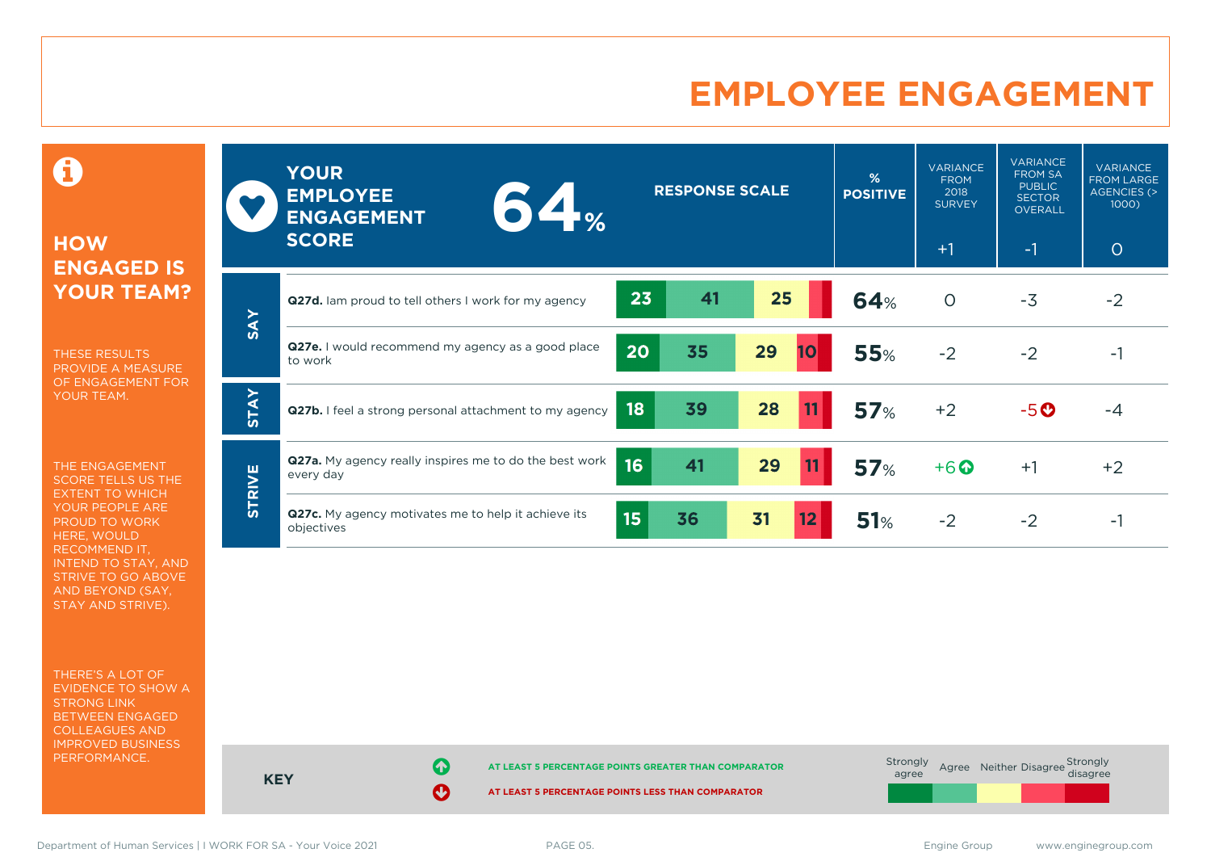# EMPLOYEE ENGAGEMENT

## HOW ENGAGED IS YOUR TEAM?

THESE RESULTS PROVIDE A MEASURE OF ENGAGEMENT FOR YOUR TEAM.

THE ENGAGEMENT SCORE TELLS US THE EXTENT TO WHICH YOUR PEOPLE ARE PROUD TO WORK HERE, WOULD RECOMMEND IT, INTEND TO STAY, AND STRIVE TO GO ABOVE AND BEYOND (SAY, STAY AND STRIVE).

THERE'S A LOT OF EVIDENCE TO SHOW A STRONG LINK BETWEEN ENGAGED COLLEAGUES AND IMPROVED BUSINESS PERFORMANCE.

**YOUR EMPLOYEE ENGAGEMENT SCORE: 64%**

| | Question | Strongly agree | Agree | Neither | Disagree | Strongly disagree | % POSITIVE | VARIANCE FROM 2018 SURVEY (+1) | VARIANCE FROM SA PUBLIC SECTOR OVERALL (-1) | VARIANCE FROM LARGE AGENCIES (> 1000) (0) |
|---|---|---|---|---|---|---|---|---|---|---|
| SAY | **Q27d.** Iam proud to tell others I work for my agency | 23 | 41 | 25 | | | 64% | 0 | -3 | -2 |
| SAY | **Q27e.** I would recommend my agency as a good place to work | 20 | 35 | 29 | 10 | | 55% | -2 | -2 | -1 |
| STAY | **Q27b.** I feel a strong personal attachment to my agency | 18 | 39 | 28 | 11 | | 57% | +2 | -5 ↓ | -4 |
| STRIVE | **Q27a.** My agency really inspires me to do the best work every day | 16 | 41 | 29 | 11 | | 57% | +6 ↑ | +1 | +2 |
| STRIVE | **Q27c.** My agency motivates me to help it achieve its objectives | 15 | 36 | 31 | 12 | | 51% | -2 | -2 | -1 |

**KEY**

↑ AT LEAST 5 PERCENTAGE POINTS GREATER THAN COMPARATOR

↓ AT LEAST 5 PERCENTAGE POINTS LESS THAN COMPARATOR

Response scale: Strongly agree, Agree, Neither, Disagree, Strongly disagree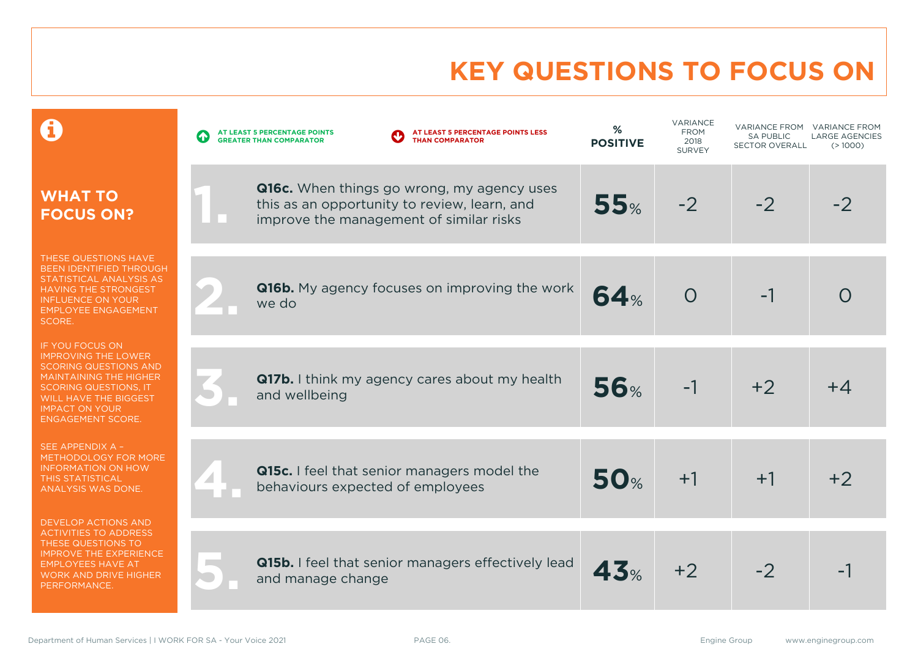# KEY QUESTIONS TO FOCUS ON

## WHAT TO FOCUS ON?

THESE QUESTIONS HAVE BEEN IDENTIFIED THROUGH STATISTICAL ANALYSIS AS HAVING THE STRONGEST INFLUENCE ON YOUR EMPLOYEE ENGAGEMENT SCORE.

IF YOU FOCUS ON IMPROVING THE LOWER SCORING QUESTIONS AND MAINTAINING THE HIGHER SCORING QUESTIONS, IT WILL HAVE THE BIGGEST IMPACT ON YOUR ENGAGEMENT SCORE.

SEE APPENDIX A – METHODOLOGY FOR MORE INFORMATION ON HOW THIS STATISTICAL ANALYSIS WAS DONE.

DEVELOP ACTIONS AND ACTIVITIES TO ADDRESS THESE QUESTIONS TO IMPROVE THE EXPERIENCE EMPLOYEES HAVE AT WORK AND DRIVE HIGHER PERFORMANCE.

AT LEAST 5 PERCENTAGE POINTS GREATER THAN COMPARATOR | AT LEAST 5 PERCENTAGE POINTS LESS THAN COMPARATOR

| | Question | % POSITIVE | VARIANCE FROM 2018 SURVEY | VARIANCE FROM SA PUBLIC SECTOR OVERALL | VARIANCE FROM LARGE AGENCIES (> 1000) |
|---|---|---|---|---|---|
| 1. | **Q16c.** When things go wrong, my agency uses this as an opportunity to review, learn, and improve the management of similar risks | **55**% | -2 | -2 | -2 |
| 2. | **Q16b.** My agency focuses on improving the work we do | **64**% | 0 | -1 | 0 |
| 3. | **Q17b.** I think my agency cares about my health and wellbeing | **56**% | -1 | +2 | +4 |
| 4. | **Q15c.** I feel that senior managers model the behaviours expected of employees | **50**% | +1 | +1 | +2 |
| 5. | **Q15b.** I feel that senior managers effectively lead and manage change | **43**% | +2 | -2 | -1 |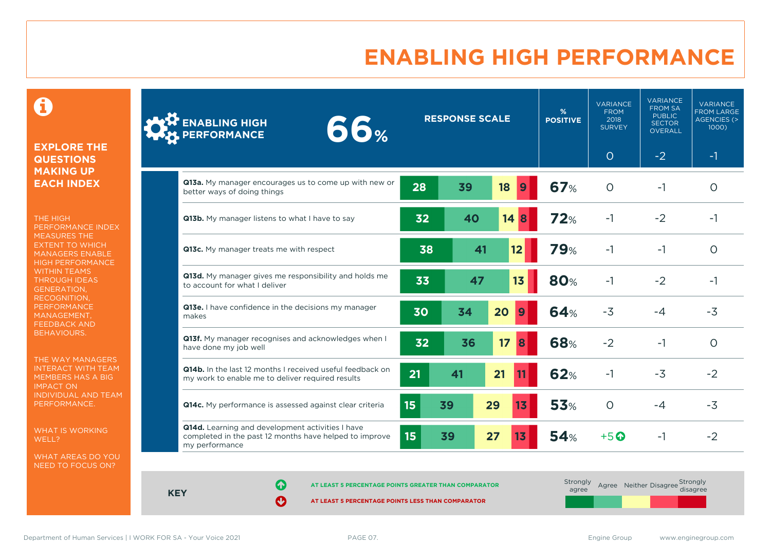# ENABLING HIGH PERFORMANCE

## EXPLORE THE QUESTIONS MAKING UP EACH INDEX

THE HIGH PERFORMANCE INDEX MEASURES THE EXTENT TO WHICH MANAGERS ENABLE HIGH PERFORMANCE WITHIN TEAMS THROUGH IDEAS GENERATION, RECOGNITION, PERFORMANCE MANAGEMENT, FEEDBACK AND BEHAVIOURS.

THE WAY MANAGERS INTERACT WITH TEAM MEMBERS HAS A BIG IMPACT ON INDIVIDUAL AND TEAM PERFORMANCE.

WHAT IS WORKING WELL?

WHAT AREAS DO YOU NEED TO FOCUS ON?

| ENABLING HIGH PERFORMANCE 66% | RESPONSE SCALE (Strongly agree / Agree / Neither / Disagree / Strongly disagree) | % POSITIVE | VARIANCE FROM 2018 SURVEY | VARIANCE FROM SA PUBLIC SECTOR OVERALL | VARIANCE FROM LARGE AGENCIES (> 1000) |
|---|---|---|---|---|---|
| | | | 0 | -2 | -1 |
| **Q13a.** My manager encourages us to come up with new or better ways of doing things | 28 / 39 / 18 / 9 | 67% | 0 | -1 | 0 |
| **Q13b.** My manager listens to what I have to say | 32 / 40 / 14 / 8 | 72% | -1 | -2 | -1 |
| **Q13c.** My manager treats me with respect | 38 / 41 / 12 | 79% | -1 | -1 | 0 |
| **Q13d.** My manager gives me responsibility and holds me to account for what I deliver | 33 / 47 / 13 | 80% | -1 | -2 | -1 |
| **Q13e.** I have confidence in the decisions my manager makes | 30 / 34 / 20 / 9 | 64% | -3 | -4 | -3 |
| **Q13f.** My manager recognises and acknowledges when I have done my job well | 32 / 36 / 17 / 8 | 68% | -2 | -1 | 0 |
| **Q14b.** In the last 12 months I received useful feedback on my work to enable me to deliver required results | 21 / 41 / 21 / 11 | 62% | -1 | -3 | -2 |
| **Q14c.** My performance is assessed against clear criteria | 15 / 39 / 29 / 13 | 53% | 0 | -4 | -3 |
| **Q14d.** Learning and development activities I have completed in the past 12 months have helped to improve my performance | 15 / 39 / 27 / 13 | 54% | +5 ↑ | -1 | -2 |

**KEY**

- ↑ AT LEAST 5 PERCENTAGE POINTS GREATER THAN COMPARATOR
- ↓ AT LEAST 5 PERCENTAGE POINTS LESS THAN COMPARATOR

Strongly agree | Agree | Neither | Disagree | Strongly disagree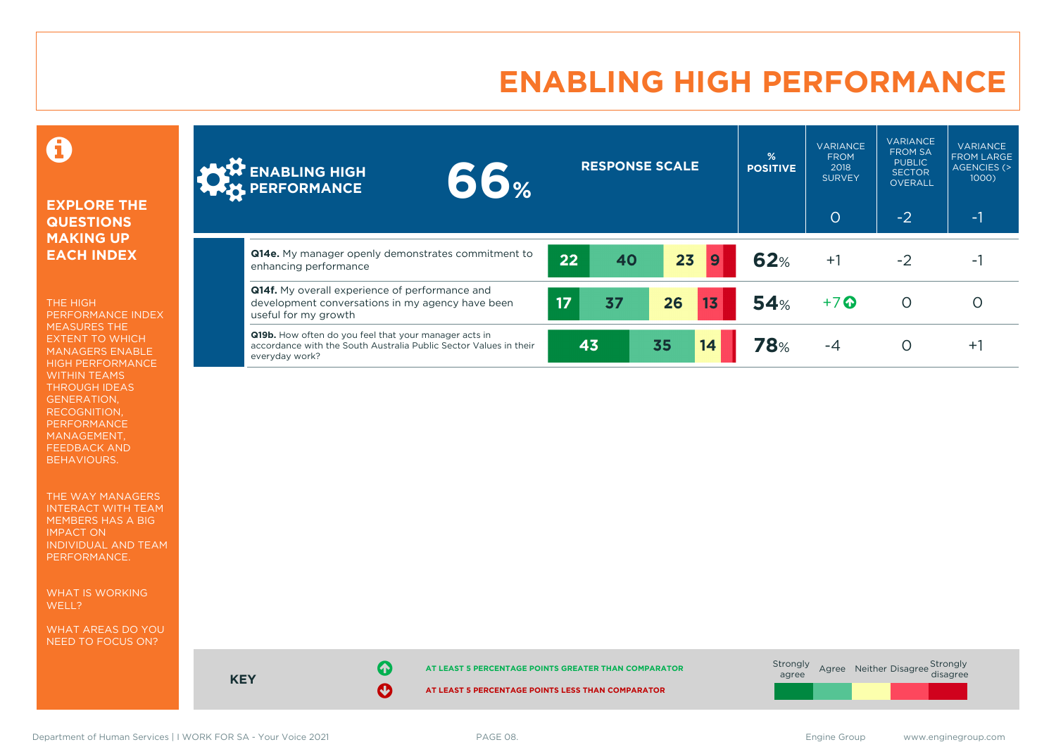# ENABLING HIGH PERFORMANCE

**EXPLORE THE QUESTIONS MAKING UP EACH INDEX**

THE HIGH PERFORMANCE INDEX MEASURES THE EXTENT TO WHICH MANAGERS ENABLE HIGH PERFORMANCE WITHIN TEAMS THROUGH IDEAS GENERATION, RECOGNITION, PERFORMANCE MANAGEMENT, FEEDBACK AND BEHAVIOURS.

THE WAY MANAGERS INTERACT WITH TEAM MEMBERS HAS A BIG IMPACT ON INDIVIDUAL AND TEAM PERFORMANCE.

WHAT IS WORKING WELL?

WHAT AREAS DO YOU NEED TO FOCUS ON?

| ENABLING HIGH PERFORMANCE 66% | RESPONSE SCALE (Strongly agree / Agree / Neither / Disagree / Strongly disagree) | % POSITIVE | VARIANCE FROM 2018 SURVEY | VARIANCE FROM SA PUBLIC SECTOR OVERALL | VARIANCE FROM LARGE AGENCIES (> 1000) |
|---|---|---|---|---|---|
| | | | 0 | -2 | -1 |
| **Q14e.** My manager openly demonstrates commitment to enhancing performance | 22 / 40 / 23 / 9 / | 62% | +1 | -2 | -1 |
| **Q14f.** My overall experience of performance and development conversations in my agency have been useful for my growth | 17 / 37 / 26 / 13 / | 54% | +7 ↑ | 0 | 0 |
| **Q19b.** How often do you feel that your manager acts in accordance with the South Australia Public Sector Values in their everyday work? | 43 / 35 / 14 / / | 78% | -4 | 0 | +1 |

**KEY**

↑ AT LEAST 5 PERCENTAGE POINTS GREATER THAN COMPARATOR

↓ AT LEAST 5 PERCENTAGE POINTS LESS THAN COMPARATOR

Strongly agree | Agree | Neither | Disagree | Strongly disagree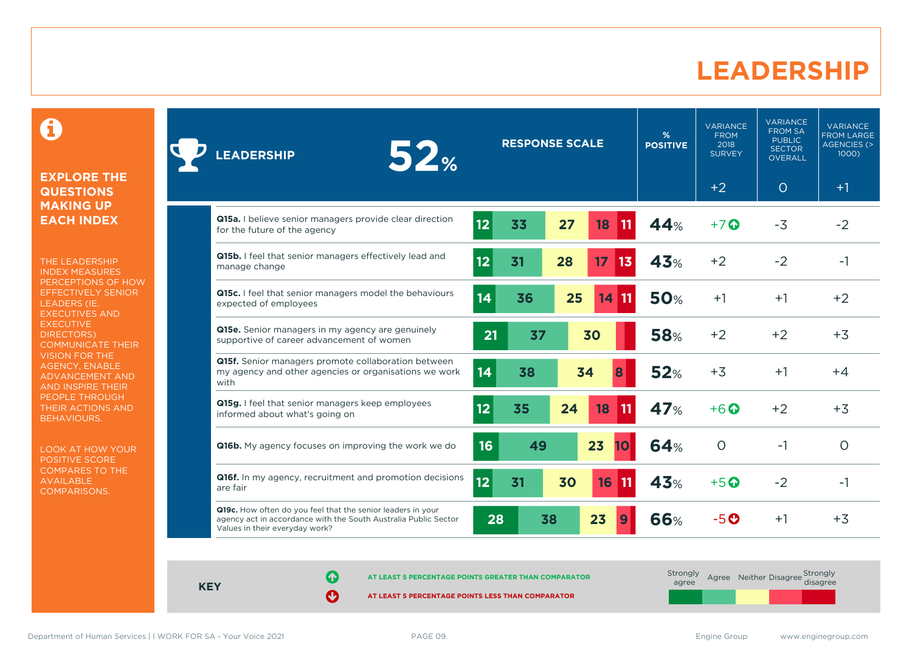# LEADERSHIP

**EXPLORE THE QUESTIONS MAKING UP EACH INDEX**

THE LEADERSHIP INDEX MEASURES PERCEPTIONS OF HOW EFFECTIVELY SENIOR LEADERS (IE. EXECUTIVES AND EXECUTIVE DIRECTORS) COMMUNICATE THEIR VISION FOR THE AGENCY, ENABLE ADVANCEMENT AND AND INSPIRE THEIR PEOPLE THROUGH THEIR ACTIONS AND BEHAVIOURS.

LOOK AT HOW YOUR POSITIVE SCORE COMPARES TO THE AVAILABLE COMPARISONS.

| LEADERSHIP 52% | Strongly agree | Agree | Neither | Disagree | Strongly disagree | % POSITIVE | VARIANCE FROM 2018 SURVEY | VARIANCE FROM SA PUBLIC SECTOR OVERALL | VARIANCE FROM LARGE AGENCIES (> 1000) |
|---|---|---|---|---|---|---|---|---|---|
| | | | | | | | +2 | 0 | +1 |
| **Q15a.** I believe senior managers provide clear direction for the future of the agency | 12 | 33 | 27 | 18 | 11 | 44% | +7 ↑ | -3 | -2 |
| **Q15b.** I feel that senior managers effectively lead and manage change | 12 | 31 | 28 | 17 | 13 | 43% | +2 | -2 | -1 |
| **Q15c.** I feel that senior managers model the behaviours expected of employees | 14 | 36 | 25 | 14 | 11 | 50% | +1 | +1 | +2 |
| **Q15e.** Senior managers in my agency are genuinely supportive of career advancement of women | 21 | 37 | 30 | | | 58% | +2 | +2 | +3 |
| **Q15f.** Senior managers promote collaboration between my agency and other agencies or organisations we work with | 14 | 38 | 34 | 8 | | 52% | +3 | +1 | +4 |
| **Q15g.** I feel that senior managers keep employees informed about what's going on | 12 | 35 | 24 | 18 | 11 | 47% | +6 ↑ | +2 | +3 |
| **Q16b.** My agency focuses on improving the work we do | 16 | 49 | 23 | 10 | | 64% | 0 | -1 | 0 |
| **Q16f.** In my agency, recruitment and promotion decisions are fair | 12 | 31 | 30 | 16 | 11 | 43% | +5 ↑ | -2 | -1 |
| **Q19c.** How often do you feel that the senior leaders in your agency act in accordance with the South Australia Public Sector Values in their everyday work? | 28 | 38 | 23 | 9 | | 66% | -5 ↓ | +1 | +3 |

**KEY**

↑ AT LEAST 5 PERCENTAGE POINTS GREATER THAN COMPARATOR

↓ AT LEAST 5 PERCENTAGE POINTS LESS THAN COMPARATOR

Strongly agree | Agree | Neither | Disagree | Strongly disagree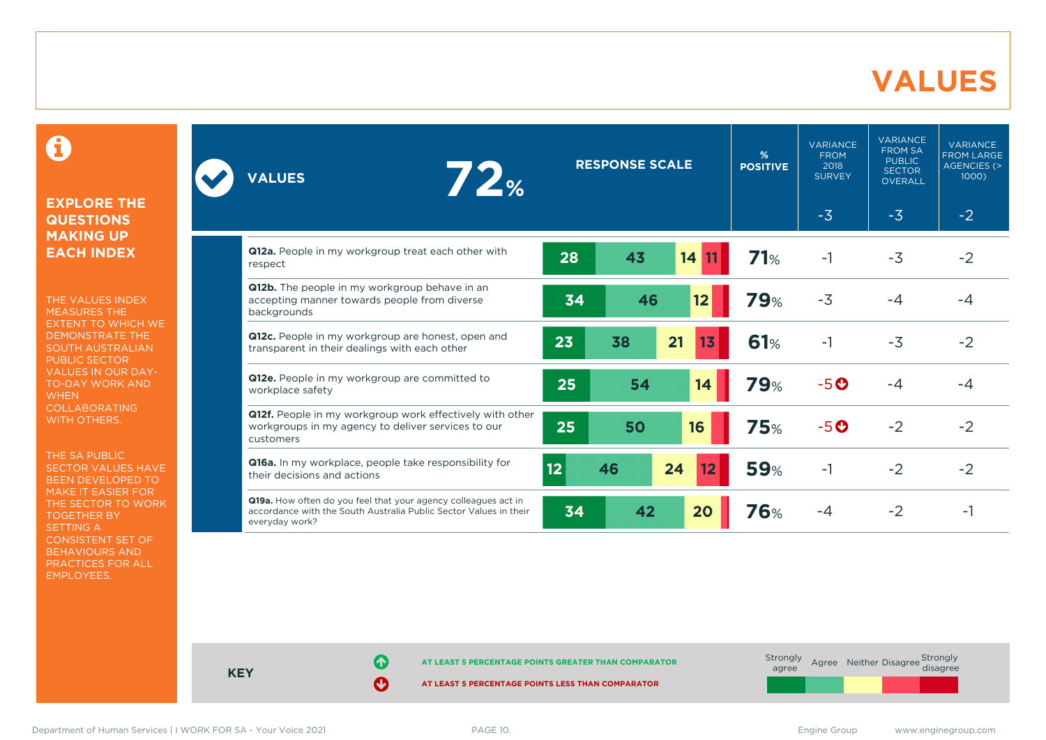# VALUES

**EXPLORE THE QUESTIONS MAKING UP EACH INDEX**

THE VALUES INDEX MEASURES THE EXTENT TO WHICH WE DEMONSTRATE THE SOUTH AUSTRALIAN PUBLIC SECTOR VALUES IN OUR DAY-TO-DAY WORK AND WHEN COLLABORATING WITH OTHERS.

THE SA PUBLIC SECTOR VALUES HAVE BEEN DEVELOPED TO MAKE IT EASIER FOR THE SECTOR TO WORK TOGETHER BY SETTING A CONSISTENT SET OF BEHAVIOURS AND PRACTICES FOR ALL EMPLOYEES.

| VALUES 72% | RESPONSE SCALE (Strongly agree / Agree / Neither / Disagree / Strongly disagree) | % POSITIVE | VARIANCE FROM 2018 SURVEY | VARIANCE FROM SA PUBLIC SECTOR OVERALL | VARIANCE FROM LARGE AGENCIES (> 1000) |
|---|---|---|---|---|---|
| | | | -3 | -3 | -2 |
| **Q12a.** People in my workgroup treat each other with respect | 28 / 43 / 14 / 11 / | 71% | -1 | -3 | -2 |
| **Q12b.** The people in my workgroup behave in an accepting manner towards people from diverse backgrounds | 34 / 46 / 12 / / | 79% | -3 | -4 | -4 |
| **Q12c.** People in my workgroup are honest, open and transparent in their dealings with each other | 23 / 38 / 21 / 13 / | 61% | -1 | -3 | -2 |
| **Q12e.** People in my workgroup are committed to workplace safety | 25 / 54 / 14 / / | 79% | -5 ↓ | -4 | -4 |
| **Q12f.** People in my workgroup work effectively with other workgroups in my agency to deliver services to our customers | 25 / 50 / 16 / / | 75% | -5 ↓ | -2 | -2 |
| **Q16a.** In my workplace, people take responsibility for their decisions and actions | 12 / 46 / 24 / 12 / | 59% | -1 | -2 | -2 |
| **Q19a.** How often do you feel that your agency colleagues act in accordance with the South Australia Public Sector Values in their everyday work? | 34 / 42 / 20 / / | 76% | -4 | -2 | -1 |

**KEY**

↑ AT LEAST 5 PERCENTAGE POINTS GREATER THAN COMPARATOR

↓ AT LEAST 5 PERCENTAGE POINTS LESS THAN COMPARATOR

Strongly agree | Agree | Neither | Disagree | Strongly disagree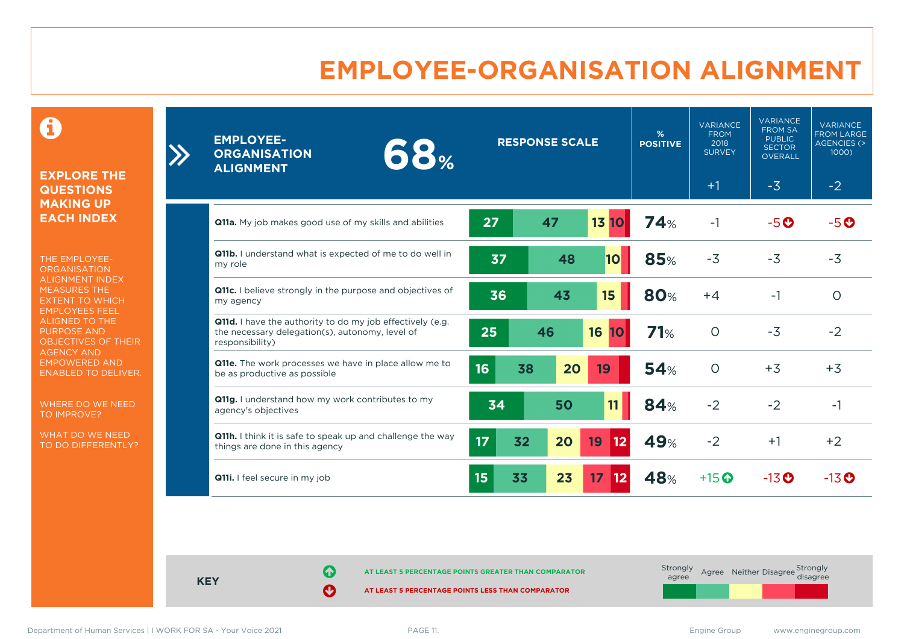# EMPLOYEE-ORGANISATION ALIGNMENT

## EXPLORE THE QUESTIONS MAKING UP EACH INDEX

THE EMPLOYEE-ORGANISATION ALIGNMENT INDEX MEASURES THE EXTENT TO WHICH EMPLOYEES FEEL ALIGNED TO THE PURPOSE AND OBJECTIVES OF THEIR AGENCY AND EMPOWERED AND ENABLED TO DELIVER.

WHERE DO WE NEED TO IMPROVE?

WHAT DO WE NEED TO DO DIFFERENTLY?

**EMPLOYEE-ORGANISATION ALIGNMENT 68%**

| Question | Strongly agree | Agree | Neither | Disagree | Strongly disagree | % POSITIVE | VARIANCE FROM 2018 SURVEY (+1) | VARIANCE FROM SA PUBLIC SECTOR OVERALL (-3) | VARIANCE FROM LARGE AGENCIES (> 1000) (-2) |
|---|---|---|---|---|---|---|---|---|---|
| **Q11a.** My job makes good use of my skills and abilities | 27 | 47 | 13 | 10 | | 74% | -1 | -5 ↓ | -5 ↓ |
| **Q11b.** I understand what is expected of me to do well in my role | 37 | 48 | 10 | | | 85% | -3 | -3 | -3 |
| **Q11c.** I believe strongly in the purpose and objectives of my agency | 36 | 43 | 15 | | | 80% | +4 | -1 | 0 |
| **Q11d.** I have the authority to do my job effectively (e.g. the necessary delegation(s), autonomy, level of responsibility) | 25 | 46 | 16 | 10 | | 71% | 0 | -3 | -2 |
| **Q11e.** The work processes we have in place allow me to be as productive as possible | 16 | 38 | 20 | 19 | | 54% | 0 | +3 | +3 |
| **Q11g.** I understand how my work contributes to my agency's objectives | 34 | 50 | 11 | | | 84% | -2 | -2 | -1 |
| **Q11h.** I think it is safe to speak up and challenge the way things are done in this agency | 17 | 32 | 20 | 19 | 12 | 49% | -2 | +1 | +2 |
| **Q11i.** I feel secure in my job | 15 | 33 | 23 | 17 | 12 | 48% | +15 ↑ | -13 ↓ | -13 ↓ |

**KEY**

↑ AT LEAST 5 PERCENTAGE POINTS GREATER THAN COMPARATOR

↓ AT LEAST 5 PERCENTAGE POINTS LESS THAN COMPARATOR

Response scale: Strongly agree, Agree, Neither, Disagree, Strongly disagree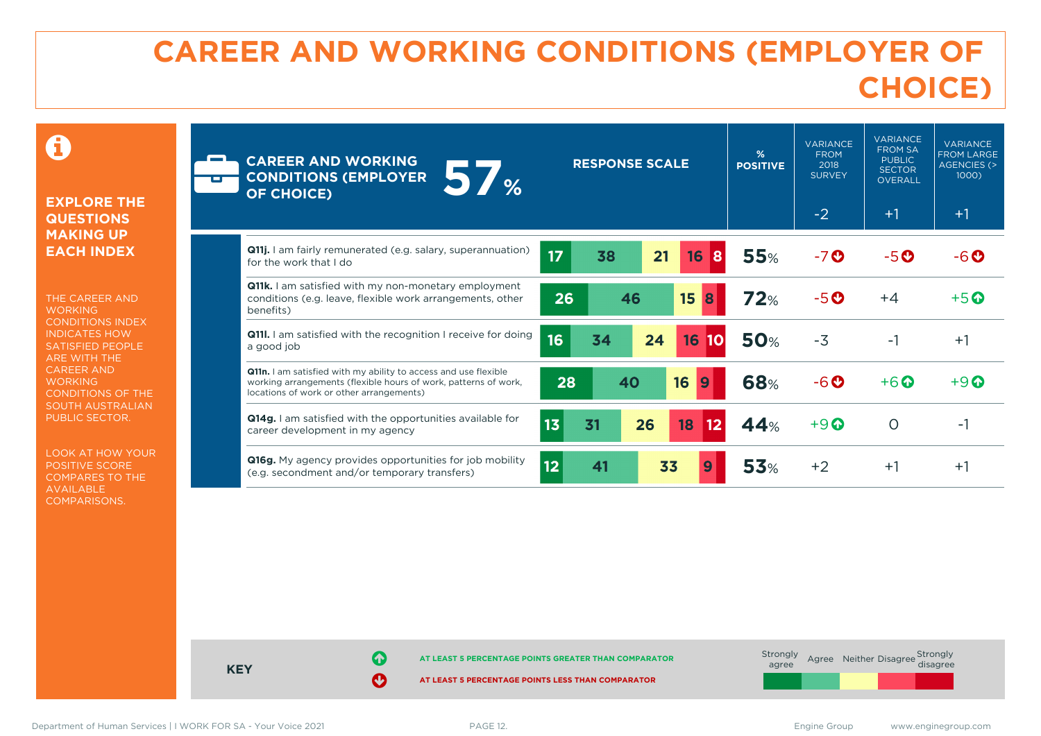# CAREER AND WORKING CONDITIONS (EMPLOYER OF CHOICE)

**EXPLORE THE QUESTIONS MAKING UP EACH INDEX**

THE CAREER AND WORKING CONDITIONS INDEX INDICATES HOW SATISFIED PEOPLE ARE WITH THE CAREER AND WORKING CONDITIONS OF THE SOUTH AUSTRALIAN PUBLIC SECTOR.

LOOK AT HOW YOUR POSITIVE SCORE COMPARES TO THE AVAILABLE COMPARISONS.

| CAREER AND WORKING CONDITIONS (EMPLOYER OF CHOICE) 57% | Strongly agree | Agree | Neither | Disagree | Strongly disagree | % POSITIVE | VARIANCE FROM 2018 SURVEY | VARIANCE FROM SA PUBLIC SECTOR OVERALL | VARIANCE FROM LARGE AGENCIES (> 1000) |
|---|---|---|---|---|---|---|---|---|---|
| | | | | | | | -2 | +1 | +1 |
| **Q11j.** I am fairly remunerated (e.g. salary, superannuation) for the work that I do | 17 | 38 | 21 | 16 | 8 | 55% | -7 ↓ | -5 ↓ | -6 ↓ |
| **Q11k.** I am satisfied with my non-monetary employment conditions (e.g. leave, flexible work arrangements, other benefits) | 26 | 46 | 15 | 8 | | 72% | -5 ↓ | +4 | +5 ↑ |
| **Q11l.** I am satisfied with the recognition I receive for doing a good job | 16 | 34 | 24 | 16 | 10 | 50% | -3 | -1 | +1 |
| **Q11n.** I am satisfied with my ability to access and use flexible working arrangements (flexible hours of work, patterns of work, locations of work or other arrangements) | 28 | 40 | 16 | 9 | | 68% | -6 ↓ | +6 ↑ | +9 ↑ |
| **Q14g.** I am satisfied with the opportunities available for career development in my agency | 13 | 31 | 26 | 18 | 12 | 44% | +9 ↑ | 0 | -1 |
| **Q16g.** My agency provides opportunities for job mobility (e.g. secondment and/or temporary transfers) | 12 | 41 | 33 | 9 | | 53% | +2 | +1 | +1 |

**KEY**

↑ AT LEAST 5 PERCENTAGE POINTS GREATER THAN COMPARATOR

↓ AT LEAST 5 PERCENTAGE POINTS LESS THAN COMPARATOR

Strongly agree | Agree | Neither | Disagree | Strongly disagree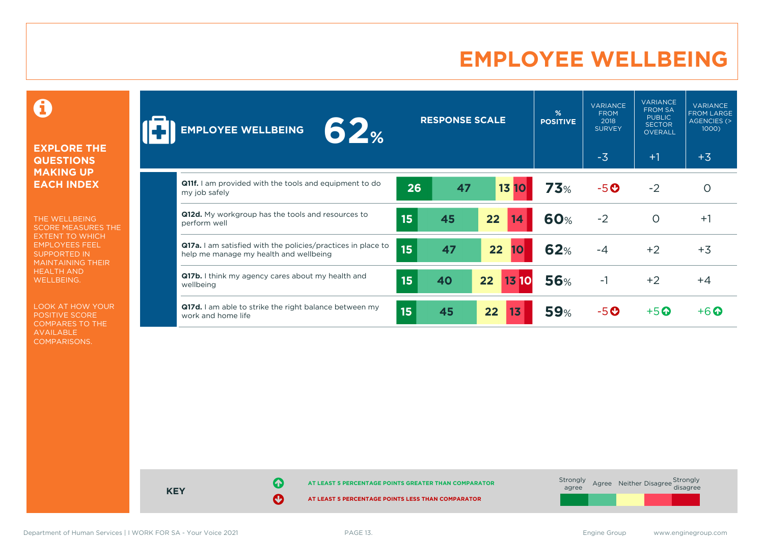# EMPLOYEE WELLBEING

**EXPLORE THE QUESTIONS MAKING UP EACH INDEX**

THE WELLBEING SCORE MEASURES THE EXTENT TO WHICH EMPLOYEES FEEL SUPPORTED IN MAINTAINING THEIR HEALTH AND WELLBEING.

LOOK AT HOW YOUR POSITIVE SCORE COMPARES TO THE AVAILABLE COMPARISONS.

**EMPLOYEE WELLBEING 62%**

| Question | Strongly agree | Agree | Neither | Disagree | Strongly disagree | % POSITIVE | VARIANCE FROM 2018 SURVEY | VARIANCE FROM SA PUBLIC SECTOR OVERALL | VARIANCE FROM LARGE AGENCIES (> 1000) |
|---|---|---|---|---|---|---|---|---|---|
| **EMPLOYEE WELLBEING** | | | | | | 62% | -3 | +1 | +3 |
| **Q11f.** I am provided with the tools and equipment to do my job safely | 26 | 47 | 13 | 10 | | 73% | -5 ↓ | -2 | 0 |
| **Q12d.** My workgroup has the tools and resources to perform well | 15 | 45 | 22 | 14 | | 60% | -2 | 0 | +1 |
| **Q17a.** I am satisfied with the policies/practices in place to help me manage my health and wellbeing | 15 | 47 | 22 | 10 | | 62% | -4 | +2 | +3 |
| **Q17b.** I think my agency cares about my health and wellbeing | 15 | 40 | 22 | 13 | 10 | 56% | -1 | +2 | +4 |
| **Q17d.** I am able to strike the right balance between my work and home life | 15 | 45 | 22 | 13 | | 59% | -5 ↓ | +5 ↑ | +6 ↑ |

**KEY**

↑ AT LEAST 5 PERCENTAGE POINTS GREATER THAN COMPARATOR

↓ AT LEAST 5 PERCENTAGE POINTS LESS THAN COMPARATOR

Strongly agree | Agree | Neither | Disagree | Strongly disagree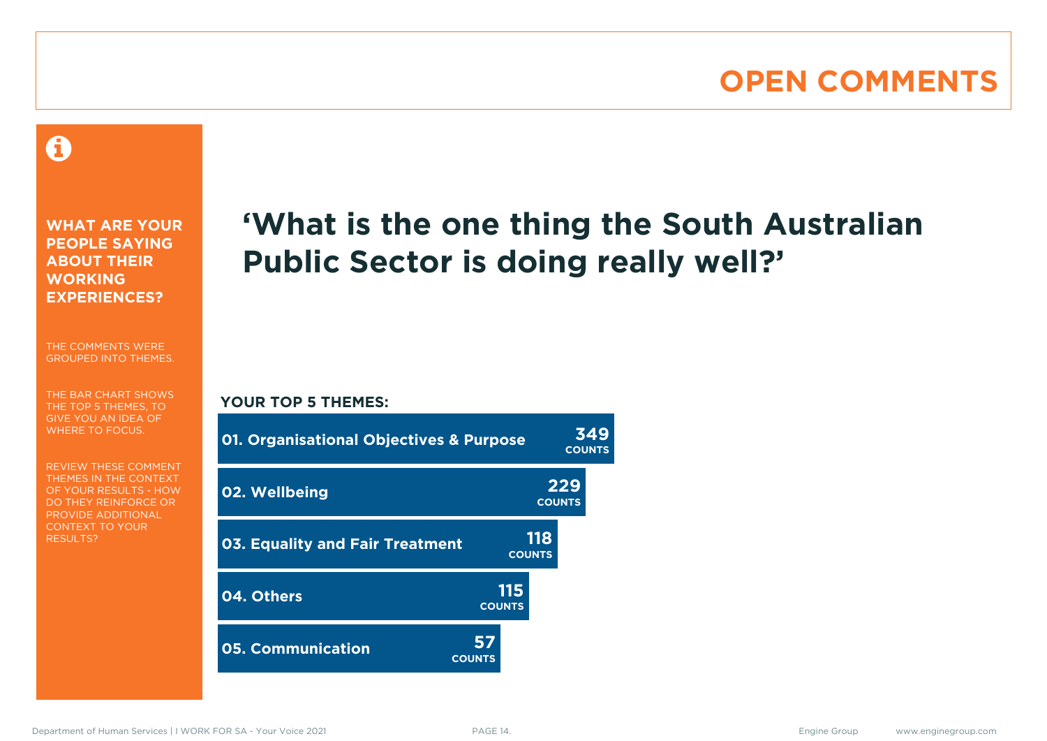# OPEN COMMENTS

## WHAT ARE YOUR PEOPLE SAYING ABOUT THEIR WORKING EXPERIENCES?

THE COMMENTS WERE GROUPED INTO THEMES.

THE BAR CHART SHOWS THE TOP 5 THEMES, TO GIVE YOU AN IDEA OF WHERE TO FOCUS.

REVIEW THESE COMMENT THEMES IN THE CONTEXT OF YOUR RESULTS - HOW DO THEY REINFORCE OR PROVIDE ADDITIONAL CONTEXT TO YOUR RESULTS?

## ‘What is the one thing the South Australian Public Sector is doing really well?’

**YOUR TOP 5 THEMES:**

| Theme | Counts |
|---|---|
| 01. Organisational Objectives & Purpose | 349 |
| 02. Wellbeing | 229 |
| 03. Equality and Fair Treatment | 118 |
| 04. Others | 115 |
| 05. Communication | 57 |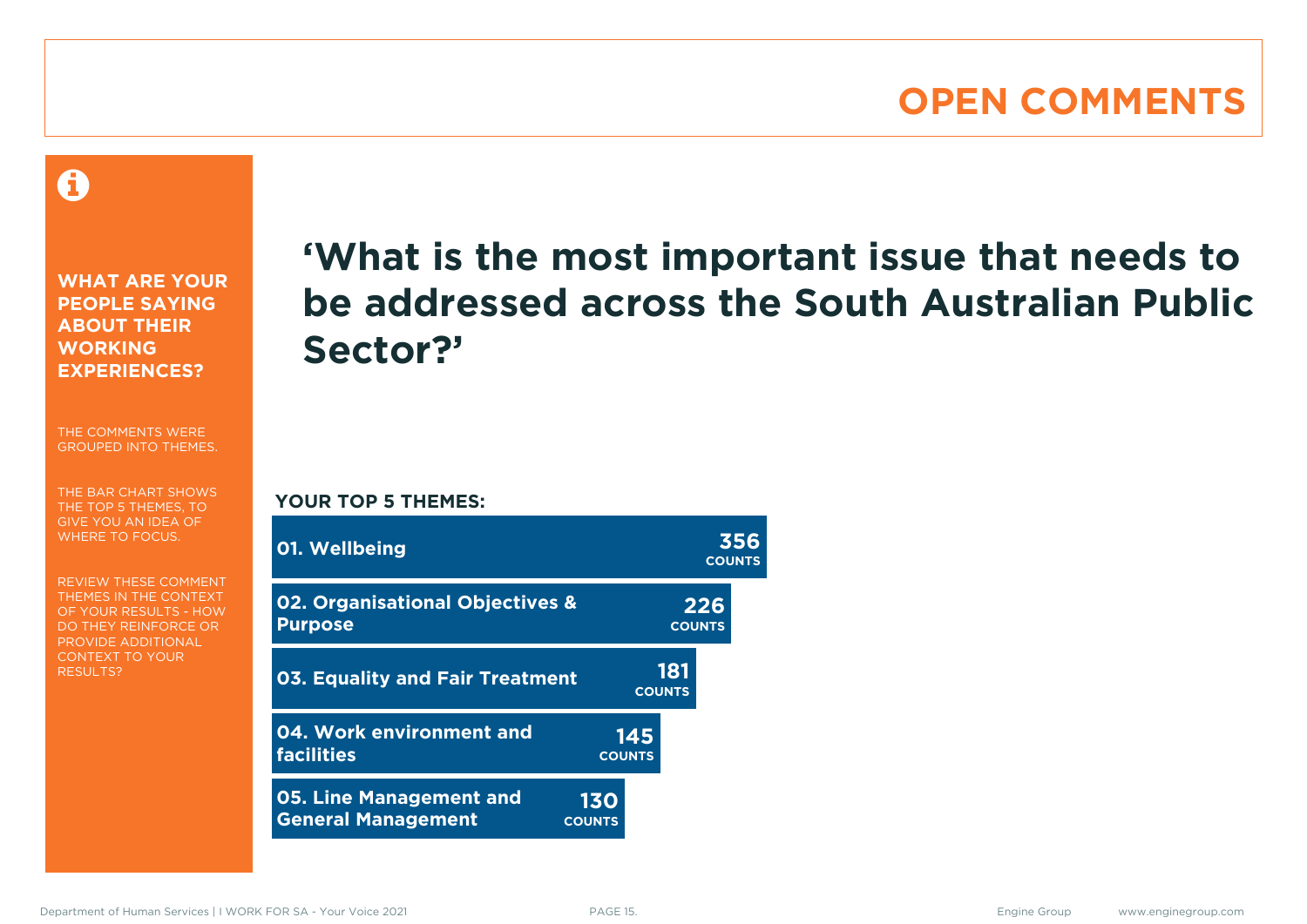# OPEN COMMENTS

**WHAT ARE YOUR PEOPLE SAYING ABOUT THEIR WORKING EXPERIENCES?**

THE COMMENTS WERE GROUPED INTO THEMES.

THE BAR CHART SHOWS THE TOP 5 THEMES, TO GIVE YOU AN IDEA OF WHERE TO FOCUS.

REVIEW THESE COMMENT THEMES IN THE CONTEXT OF YOUR RESULTS - HOW DO THEY REINFORCE OR PROVIDE ADDITIONAL CONTEXT TO YOUR RESULTS?

## 'What is the most important issue that needs to be addressed across the South Australian Public Sector?'

**YOUR TOP 5 THEMES:**

| Theme | Counts |
|---|---|
| 01. Wellbeing | 356 |
| 02. Organisational Objectives & Purpose | 226 |
| 03. Equality and Fair Treatment | 181 |
| 04. Work environment and facilities | 145 |
| 05. Line Management and General Management | 130 |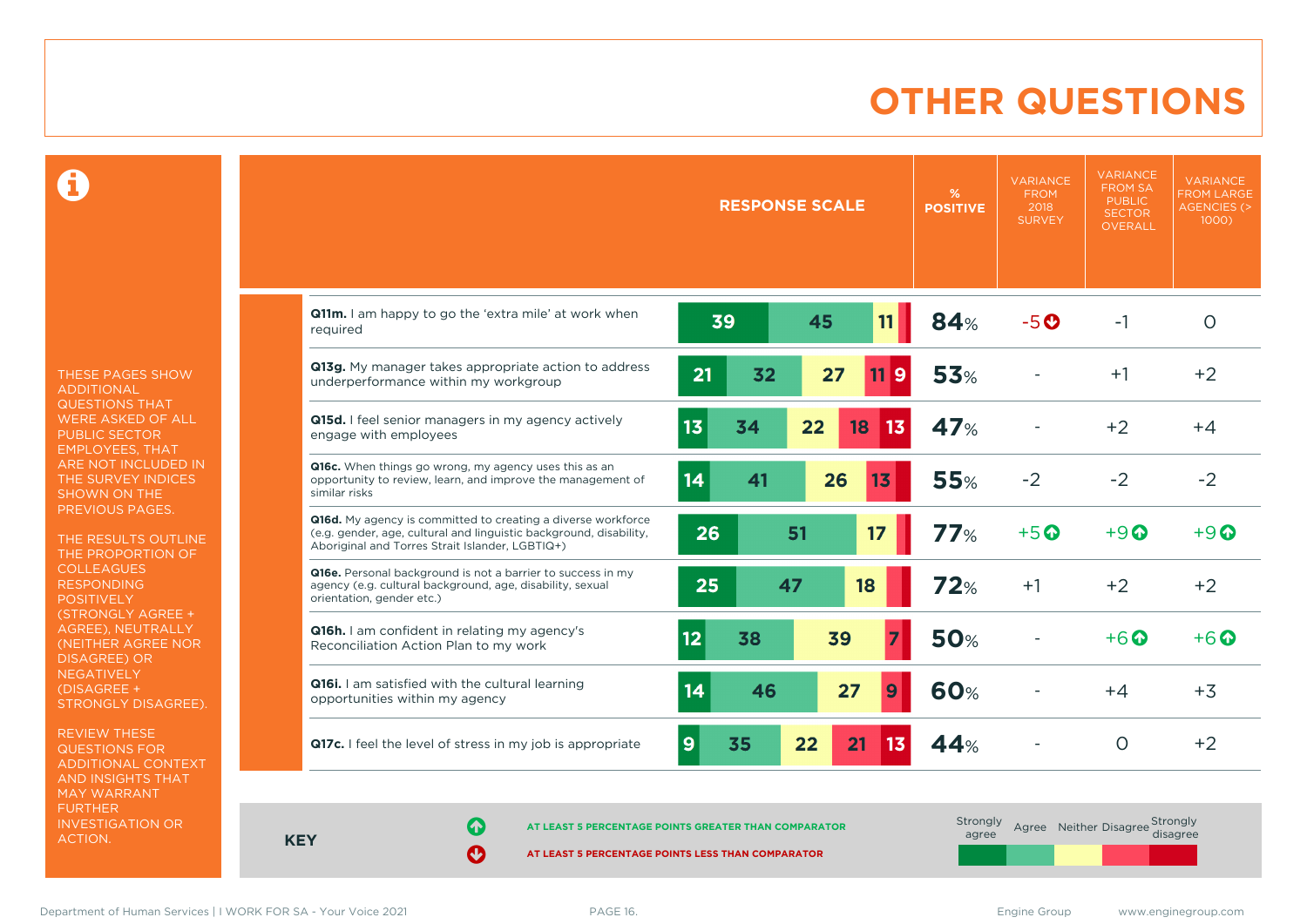# OTHER QUESTIONS

THESE PAGES SHOW ADDITIONAL QUESTIONS THAT WERE ASKED OF ALL PUBLIC SECTOR EMPLOYEES, THAT ARE NOT INCLUDED IN THE SURVEY INDICES SHOWN ON THE PREVIOUS PAGES.

THE RESULTS OUTLINE THE PROPORTION OF COLLEAGUES RESPONDING POSITIVELY (STRONGLY AGREE + AGREE), NEUTRALLY (NEITHER AGREE NOR DISAGREE) OR NEGATIVELY (DISAGREE + STRONGLY DISAGREE).

REVIEW THESE QUESTIONS FOR ADDITIONAL CONTEXT AND INSIGHTS THAT MAY WARRANT FURTHER INVESTIGATION OR ACTION.

| Question | Strongly agree | Agree | Neither | Disagree | Strongly disagree | % POSITIVE | VARIANCE FROM 2018 SURVEY | VARIANCE FROM SA PUBLIC SECTOR OVERALL | VARIANCE FROM LARGE AGENCIES (> 1000) |
|---|---|---|---|---|---|---|---|---|---|
| **Q11m.** I am happy to go the 'extra mile' at work when required | 39 | 45 | 11 | | | 84% | -5 ↓ | -1 | 0 |
| **Q13g.** My manager takes appropriate action to address underperformance within my workgroup | 21 | 32 | 27 | 11 | 9 | 53% | - | +1 | +2 |
| **Q15d.** I feel senior managers in my agency actively engage with employees | 13 | 34 | 22 | 18 | 13 | 47% | - | +2 | +4 |
| **Q16c.** When things go wrong, my agency uses this as an opportunity to review, learn, and improve the management of similar risks | 14 | 41 | 26 | 13 | | 55% | -2 | -2 | -2 |
| **Q16d.** My agency is committed to creating a diverse workforce (e.g. gender, age, cultural and linguistic background, disability, Aboriginal and Torres Strait Islander, LGBTIQ+) | 26 | 51 | 17 | | | 77% | +5 ↑ | +9 ↑ | +9 ↑ |
| **Q16e.** Personal background is not a barrier to success in my agency (e.g. cultural background, age, disability, sexual orientation, gender etc.) | 25 | 47 | 18 | | | 72% | +1 | +2 | +2 |
| **Q16h.** I am confident in relating my agency's Reconciliation Action Plan to my work | 12 | 38 | 39 | 7 | | 50% | - | +6 ↑ | +6 ↑ |
| **Q16i.** I am satisfied with the cultural learning opportunities within my agency | 14 | 46 | 27 | 9 | | 60% | - | +4 | +3 |
| **Q17c.** I feel the level of stress in my job is appropriate | 9 | 35 | 22 | 21 | 13 | 44% | - | 0 | +2 |

**KEY**

↑ AT LEAST 5 PERCENTAGE POINTS GREATER THAN COMPARATOR

↓ AT LEAST 5 PERCENTAGE POINTS LESS THAN COMPARATOR

Strongly agree | Agree | Neither | Disagree | Strongly disagree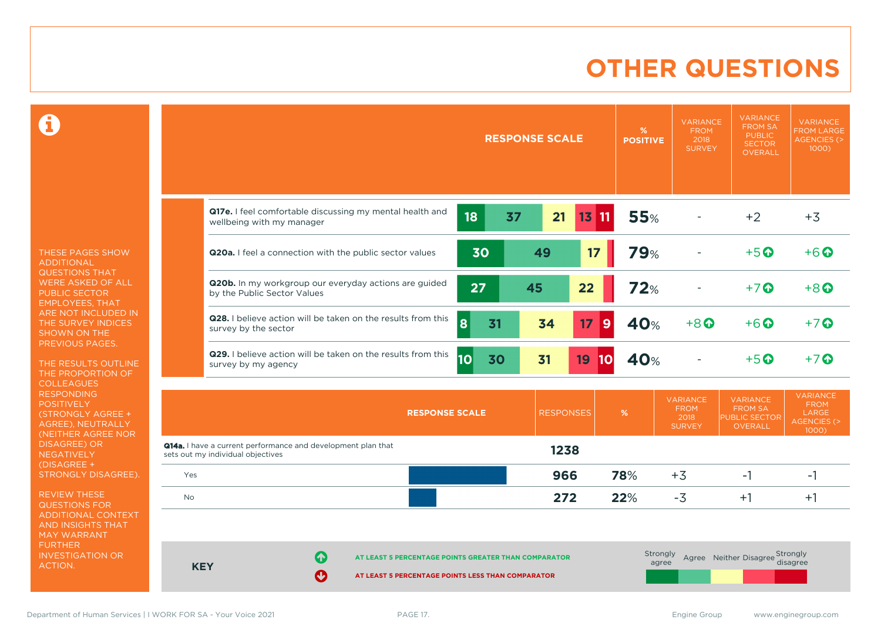# OTHER QUESTIONS

THESE PAGES SHOW ADDITIONAL QUESTIONS THAT WERE ASKED OF ALL PUBLIC SECTOR EMPLOYEES, THAT ARE NOT INCLUDED IN THE SURVEY INDICES SHOWN ON THE PREVIOUS PAGES.

THE RESULTS OUTLINE THE PROPORTION OF COLLEAGUES RESPONDING POSITIVELY (STRONGLY AGREE + AGREE), NEUTRALLY (NEITHER AGREE NOR DISAGREE) OR NEGATIVELY (DISAGREE + STRONGLY DISAGREE).

REVIEW THESE QUESTIONS FOR ADDITIONAL CONTEXT AND INSIGHTS THAT MAY WARRANT FURTHER INVESTIGATION OR ACTION.

| Question | Strongly agree | Agree | Neither | Disagree | Strongly disagree | % POSITIVE | VARIANCE FROM 2018 SURVEY | VARIANCE FROM SA PUBLIC SECTOR OVERALL | VARIANCE FROM LARGE AGENCIES (> 1000) |
|---|---|---|---|---|---|---|---|---|---|
| **Q17e.** I feel comfortable discussing my mental health and wellbeing with my manager | 18 | 37 | 21 | 13 | 11 | 55% | - | +2 | +3 |
| **Q20a.** I feel a connection with the public sector values | 30 | 49 | 17 | | | 79% | - | +5 ↑ | +6 ↑ |
| **Q20b.** In my workgroup our everyday actions are guided by the Public Sector Values | 27 | 45 | 22 | | | 72% | - | +7 ↑ | +8 ↑ |
| **Q28.** I believe action will be taken on the results from this survey by the sector | 8 | 31 | 34 | 17 | 9 | 40% | +8 ↑ | +6 ↑ | +7 ↑ |
| **Q29.** I believe action will be taken on the results from this survey by my agency | 10 | 30 | 31 | 19 | 10 | 40% | - | +5 ↑ | +7 ↑ |

| RESPONSE SCALE | RESPONSES | % | VARIANCE FROM 2018 SURVEY | VARIANCE FROM SA PUBLIC SECTOR OVERALL | VARIANCE FROM LARGE AGENCIES (> 1000) |
|---|---|---|---|---|---|
| **Q14a.** I have a current performance and development plan that sets out my individual objectives | 1238 | | | | |
| Yes | 966 | 78% | +3 | -1 | -1 |
| No | 272 | 22% | -3 | +1 | +1 |

**KEY**

↑ AT LEAST 5 PERCENTAGE POINTS GREATER THAN COMPARATOR

↓ AT LEAST 5 PERCENTAGE POINTS LESS THAN COMPARATOR

Strongly agree | Agree | Neither | Disagree | Strongly disagree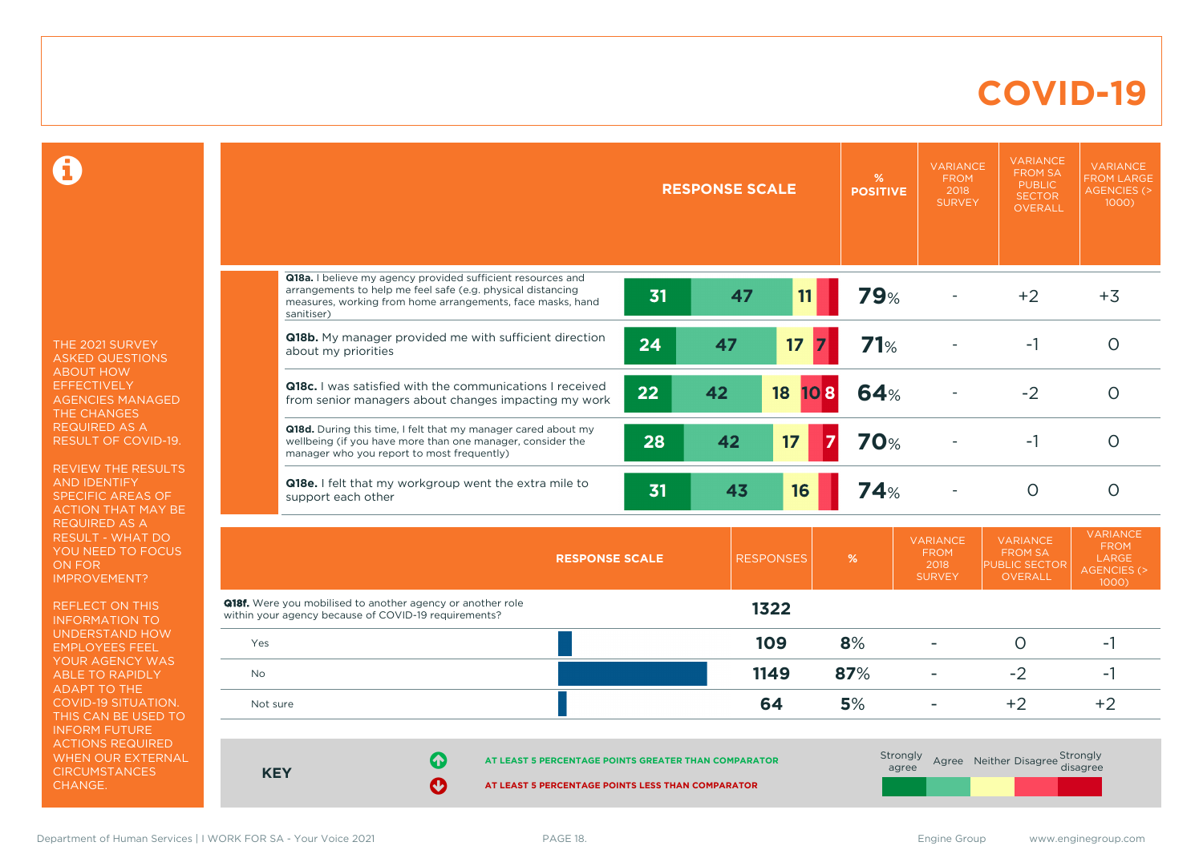# COVID-19

THE 2021 SURVEY ASKED QUESTIONS ABOUT HOW EFFECTIVELY AGENCIES MANAGED THE CHANGES REQUIRED AS A RESULT OF COVID-19.

REVIEW THE RESULTS AND IDENTIFY SPECIFIC AREAS OF ACTION THAT MAY BE REQUIRED AS A RESULT - WHAT DO YOU NEED TO FOCUS ON FOR IMPROVEMENT?

REFLECT ON THIS INFORMATION TO UNDERSTAND HOW EMPLOYEES FEEL YOUR AGENCY WAS ABLE TO RAPIDLY ADAPT TO THE COVID-19 SITUATION. THIS CAN BE USED TO INFORM FUTURE ACTIONS REQUIRED WHEN OUR EXTERNAL CIRCUMSTANCES CHANGE.

| | RESPONSE SCALE (Strongly agree / Agree / Neither / Disagree / Strongly disagree) | % POSITIVE | VARIANCE FROM 2018 SURVEY | VARIANCE FROM SA PUBLIC SECTOR OVERALL | VARIANCE FROM LARGE AGENCIES (> 1000) |
|---|---|---|---|---|---|
| **Q18a.** I believe my agency provided sufficient resources and arrangements to help me feel safe (e.g. physical distancing measures, working from home arrangements, face masks, hand sanitiser) | 31 / 47 / 11 / - / - | 79% | - | +2 | +3 |
| **Q18b.** My manager provided me with sufficient direction about my priorities | 24 / 47 / 17 / 7 / - | 71% | - | -1 | 0 |
| **Q18c.** I was satisfied with the communications I received from senior managers about changes impacting my work | 22 / 42 / 18 / 10 / 8 | 64% | - | -2 | 0 |
| **Q18d.** During this time, I felt that my manager cared about my wellbeing (if you have more than one manager, consider the manager who you report to most frequently) | 28 / 42 / 17 / - / 7 | 70% | - | -1 | 0 |
| **Q18e.** I felt that my workgroup went the extra mile to support each other | 31 / 43 / 16 / - / - | 74% | - | 0 | 0 |

| RESPONSE SCALE | RESPONSES | % | VARIANCE FROM 2018 SURVEY | VARIANCE FROM SA PUBLIC SECTOR OVERALL | VARIANCE FROM LARGE AGENCIES (> 1000) |
|---|---|---|---|---|---|
| **Q18f.** Were you mobilised to another agency or another role within your agency because of COVID-19 requirements? | 1322 | | | | |
| Yes | 109 | 8% | - | 0 | -1 |
| No | 1149 | 87% | - | -2 | -1 |
| Not sure | 64 | 5% | - | +2 | +2 |

**KEY**

- AT LEAST 5 PERCENTAGE POINTS GREATER THAN COMPARATOR
- AT LEAST 5 PERCENTAGE POINTS LESS THAN COMPARATOR

Strongly agree | Agree | Neither | Disagree | Strongly disagree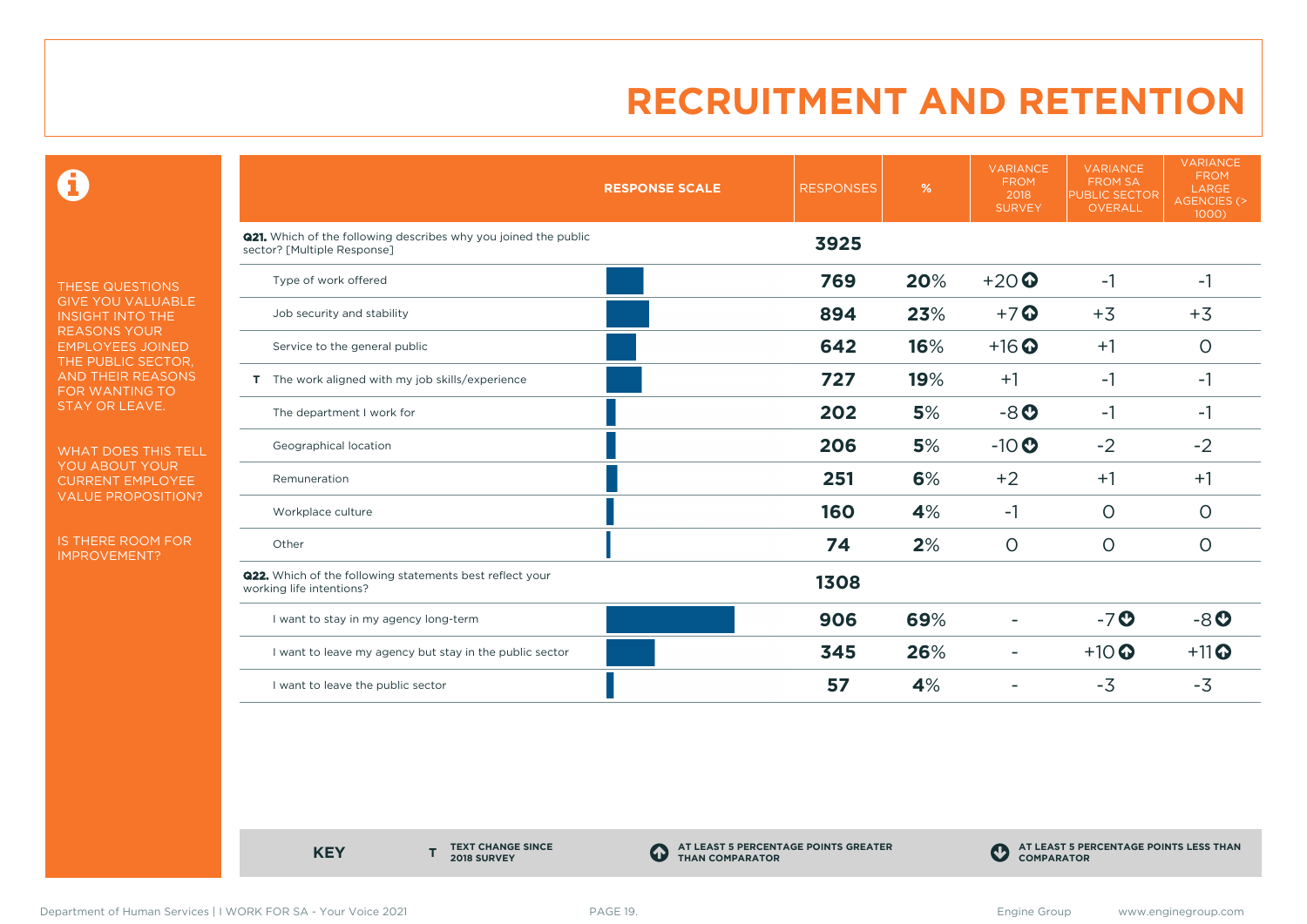# RECRUITMENT AND RETENTION

THESE QUESTIONS GIVE YOU VALUABLE INSIGHT INTO THE REASONS YOUR EMPLOYEES JOINED THE PUBLIC SECTOR, AND THEIR REASONS FOR WANTING TO STAY OR LEAVE.

WHAT DOES THIS TELL YOU ABOUT YOUR CURRENT EMPLOYEE VALUE PROPOSITION?

IS THERE ROOM FOR IMPROVEMENT?

| | RESPONSE SCALE | RESPONSES | % | VARIANCE FROM 2018 SURVEY | VARIANCE FROM SA PUBLIC SECTOR OVERALL | VARIANCE FROM LARGE AGENCIES (> 1000) |
|---|---|---|---|---|---|---|
| **Q21.** Which of the following describes why you joined the public sector? [Multiple Response] | | **3925** | | | | |
| Type of work offered | | **769** | **20%** | +20 ⬆ | -1 | -1 |
| Job security and stability | | **894** | **23%** | +7 ⬆ | +3 | +3 |
| Service to the general public | | **642** | **16%** | +16 ⬆ | +1 | 0 |
| T The work aligned with my job skills/experience | | **727** | **19%** | +1 | -1 | -1 |
| The department I work for | | **202** | **5%** | -8 ⬇ | -1 | -1 |
| Geographical location | | **206** | **5%** | -10 ⬇ | -2 | -2 |
| Remuneration | | **251** | **6%** | +2 | +1 | +1 |
| Workplace culture | | **160** | **4%** | -1 | 0 | 0 |
| Other | | **74** | **2%** | 0 | 0 | 0 |
| **Q22.** Which of the following statements best reflect your working life intentions? | | **1308** | | | | |
| I want to stay in my agency long-term | | **906** | **69%** | - | -7 ⬇ | -8 ⬇ |
| I want to leave my agency but stay in the public sector | | **345** | **26%** | - | +10 ⬆ | +11 ⬆ |
| I want to leave the public sector | | **57** | **4%** | - | -3 | -3 |

**KEY**

- **T** TEXT CHANGE SINCE 2018 SURVEY
- ⬆ AT LEAST 5 PERCENTAGE POINTS GREATER THAN COMPARATOR
- ⬇ AT LEAST 5 PERCENTAGE POINTS LESS THAN COMPARATOR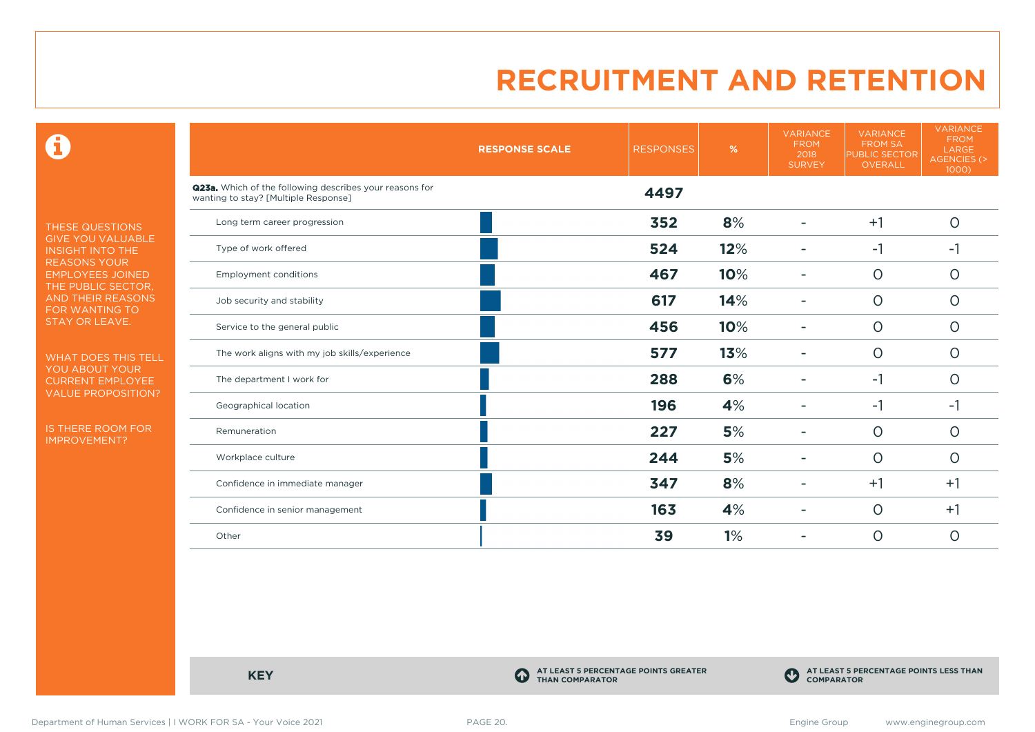# RECRUITMENT AND RETENTION

THESE QUESTIONS GIVE YOU VALUABLE INSIGHT INTO THE REASONS YOUR EMPLOYEES JOINED THE PUBLIC SECTOR, AND THEIR REASONS FOR WANTING TO STAY OR LEAVE.

WHAT DOES THIS TELL YOU ABOUT YOUR CURRENT EMPLOYEE VALUE PROPOSITION?

IS THERE ROOM FOR IMPROVEMENT?

| | RESPONSE SCALE | RESPONSES | % | VARIANCE FROM 2018 SURVEY | VARIANCE FROM SA PUBLIC SECTOR OVERALL | VARIANCE FROM LARGE AGENCIES (> 1000) |
|---|---|---|---|---|---|---|
| **Q23a.** Which of the following describes your reasons for wanting to stay? [Multiple Response] | | **4497** | | | | |
| Long term career progression | | **352** | **8%** | - | +1 | 0 |
| Type of work offered | | **524** | **12%** | - | -1 | -1 |
| Employment conditions | | **467** | **10%** | - | 0 | 0 |
| Job security and stability | | **617** | **14%** | - | 0 | 0 |
| Service to the general public | | **456** | **10%** | - | 0 | 0 |
| The work aligns with my job skills/experience | | **577** | **13%** | - | 0 | 0 |
| The department I work for | | **288** | **6%** | - | -1 | 0 |
| Geographical location | | **196** | **4%** | - | -1 | -1 |
| Remuneration | | **227** | **5%** | - | 0 | 0 |
| Workplace culture | | **244** | **5%** | - | 0 | 0 |
| Confidence in immediate manager | | **347** | **8%** | - | +1 | +1 |
| Confidence in senior management | | **163** | **4%** | - | 0 | +1 |
| Other | | **39** | **1%** | - | 0 | 0 |

**KEY**

AT LEAST 5 PERCENTAGE POINTS GREATER THAN COMPARATOR

AT LEAST 5 PERCENTAGE POINTS LESS THAN COMPARATOR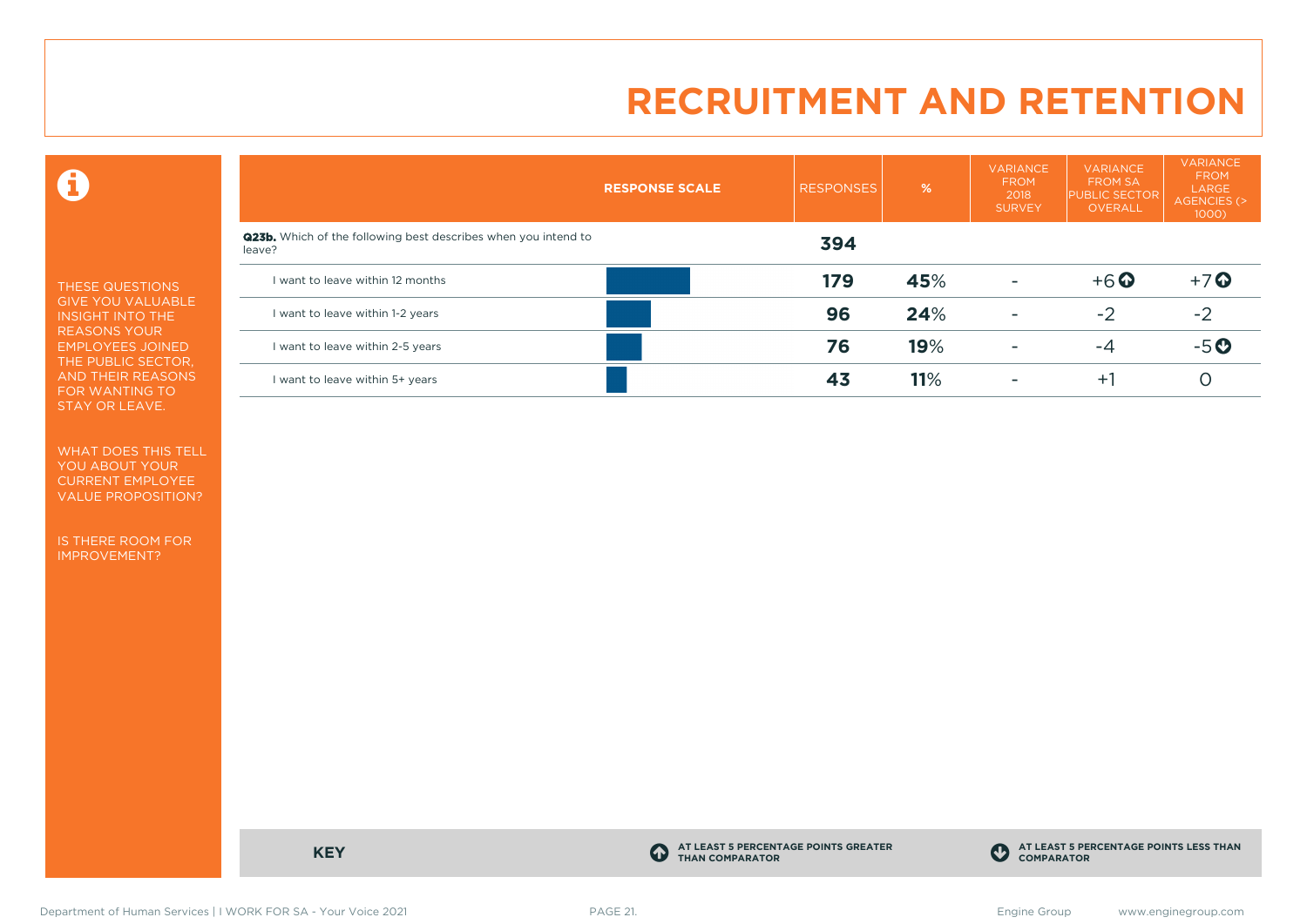# RECRUITMENT AND RETENTION

THESE QUESTIONS GIVE YOU VALUABLE INSIGHT INTO THE REASONS YOUR EMPLOYEES JOINED THE PUBLIC SECTOR, AND THEIR REASONS FOR WANTING TO STAY OR LEAVE.

WHAT DOES THIS TELL YOU ABOUT YOUR CURRENT EMPLOYEE VALUE PROPOSITION?

IS THERE ROOM FOR IMPROVEMENT?

| RESPONSE SCALE | RESPONSES | % | VARIANCE FROM 2018 SURVEY | VARIANCE FROM SA PUBLIC SECTOR OVERALL | VARIANCE FROM LARGE AGENCIES (> 1000) |
|---|---|---|---|---|---|
| **Q23b.** Which of the following best describes when you intend to leave? | **394** | | | | |
| I want to leave within 12 months | **179** | **45**% | - | +6 ⬆ | +7 ⬆ |
| I want to leave within 1-2 years | **96** | **24**% | - | -2 | -2 |
| I want to leave within 2-5 years | **76** | **19**% | - | -4 | -5 ⬇ |
| I want to leave within 5+ years | **43** | **11**% | - | +1 | 0 |

**KEY**

⬆ AT LEAST 5 PERCENTAGE POINTS GREATER THAN COMPARATOR

⬇ AT LEAST 5 PERCENTAGE POINTS LESS THAN COMPARATOR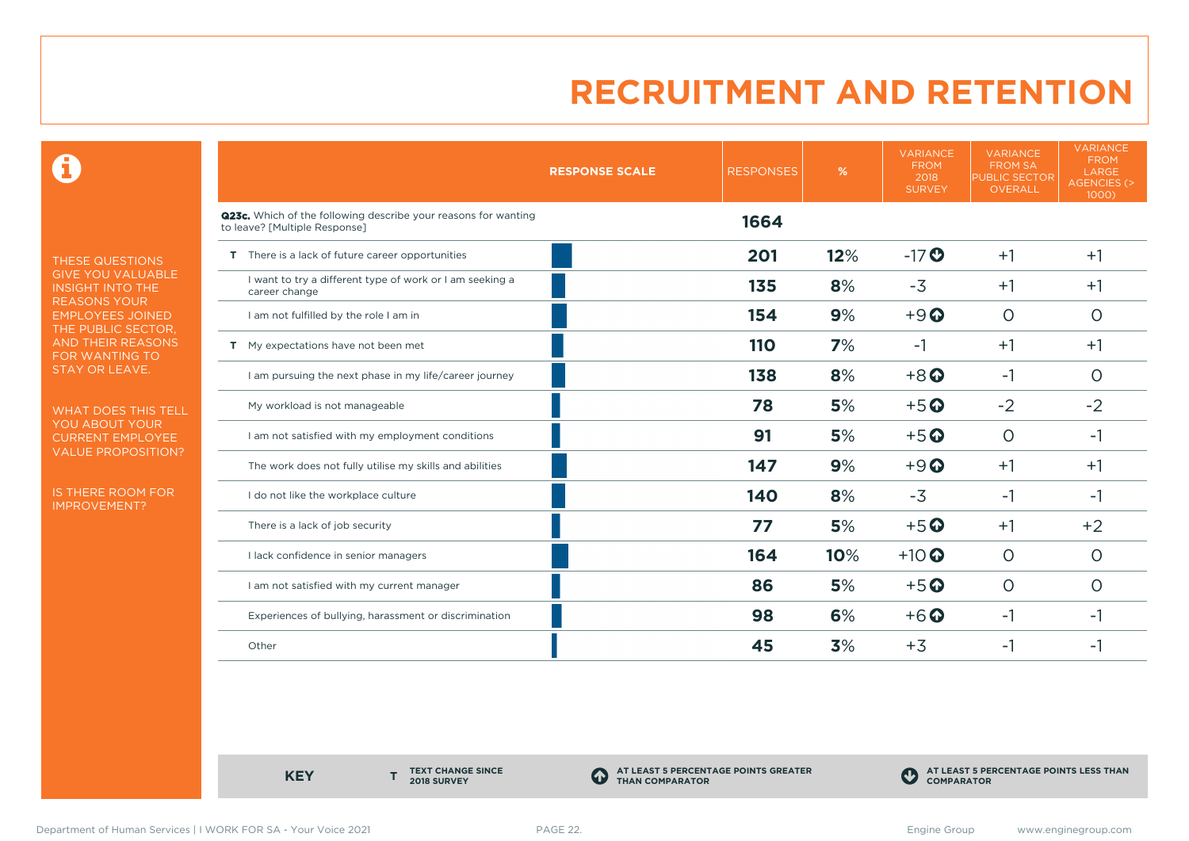# RECRUITMENT AND RETENTION

THESE QUESTIONS GIVE YOU VALUABLE INSIGHT INTO THE REASONS YOUR EMPLOYEES JOINED THE PUBLIC SECTOR, AND THEIR REASONS FOR WANTING TO STAY OR LEAVE.

WHAT DOES THIS TELL YOU ABOUT YOUR CURRENT EMPLOYEE VALUE PROPOSITION?

IS THERE ROOM FOR IMPROVEMENT?

| | RESPONSE SCALE | RESPONSES | % | VARIANCE FROM 2018 SURVEY | VARIANCE FROM SA PUBLIC SECTOR OVERALL | VARIANCE FROM LARGE AGENCIES (> 1000) |
|---|---|---|---|---|---|---|
| **Q23c.** Which of the following describe your reasons for wanting to leave? [Multiple Response] | | **1664** | | | | |
| **T** There is a lack of future career opportunities | | **201** | **12%** | -17 ⬇ | +1 | +1 |
| I want to try a different type of work or I am seeking a career change | | **135** | **8%** | -3 | +1 | +1 |
| I am not fulfilled by the role I am in | | **154** | **9%** | +9 ⬆ | 0 | 0 |
| **T** My expectations have not been met | | **110** | **7%** | -1 | +1 | +1 |
| I am pursuing the next phase in my life/career journey | | **138** | **8%** | +8 ⬆ | -1 | 0 |
| My workload is not manageable | | **78** | **5%** | +5 ⬆ | -2 | -2 |
| I am not satisfied with my employment conditions | | **91** | **5%** | +5 ⬆ | 0 | -1 |
| The work does not fully utilise my skills and abilities | | **147** | **9%** | +9 ⬆ | +1 | +1 |
| I do not like the workplace culture | | **140** | **8%** | -3 | -1 | -1 |
| There is a lack of job security | | **77** | **5%** | +5 ⬆ | +1 | +2 |
| I lack confidence in senior managers | | **164** | **10%** | +10 ⬆ | 0 | 0 |
| I am not satisfied with my current manager | | **86** | **5%** | +5 ⬆ | 0 | 0 |
| Experiences of bullying, harassment or discrimination | | **98** | **6%** | +6 ⬆ | -1 | -1 |
| Other | | **45** | **3%** | +3 | -1 | -1 |

**KEY**

**T** TEXT CHANGE SINCE 2018 SURVEY

⬆ AT LEAST 5 PERCENTAGE POINTS GREATER THAN COMPARATOR

⬇ AT LEAST 5 PERCENTAGE POINTS LESS THAN COMPARATOR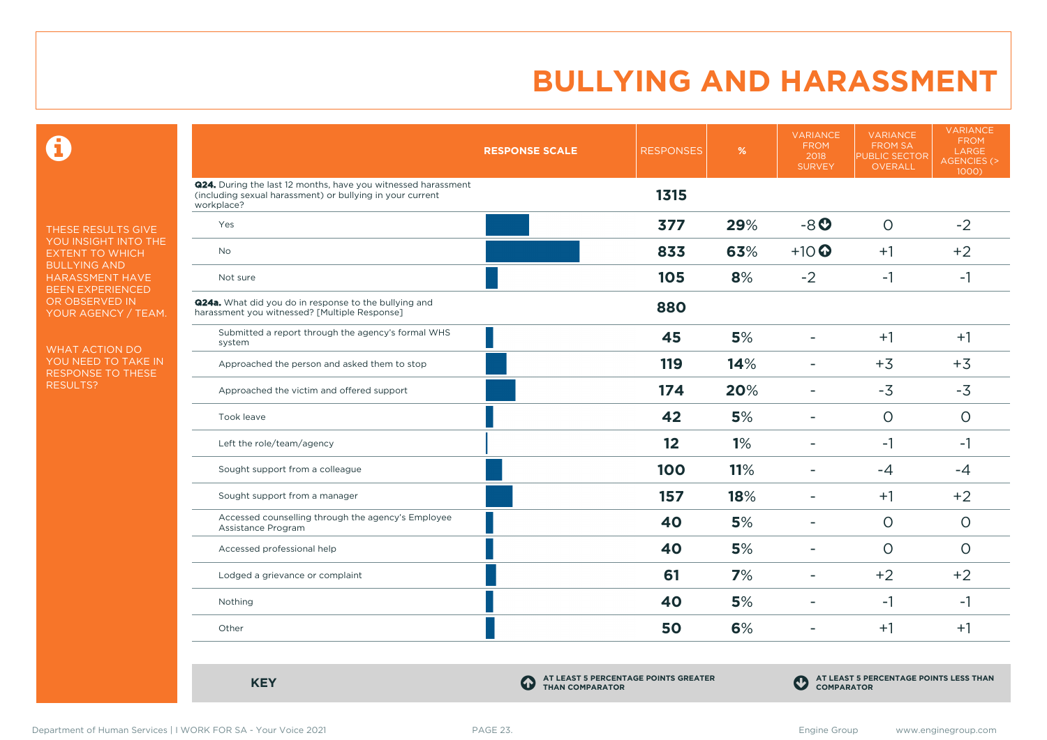# BULLYING AND HARASSMENT

THESE RESULTS GIVE YOU INSIGHT INTO THE EXTENT TO WHICH BULLYING AND HARASSMENT HAVE BEEN EXPERIENCED OR OBSERVED IN YOUR AGENCY / TEAM.

WHAT ACTION DO YOU NEED TO TAKE IN RESPONSE TO THESE RESULTS?

| | RESPONSE SCALE | RESPONSES | % | VARIANCE FROM 2018 SURVEY | VARIANCE FROM SA PUBLIC SECTOR OVERALL | VARIANCE FROM LARGE AGENCIES (> 1000) |
|---|---|---|---|---|---|---|
| **Q24.** During the last 12 months, have you witnessed harassment (including sexual harassment) or bullying in your current workplace? | | **1315** | | | | |
| Yes | | **377** | **29**% | -8 ⬇ | 0 | -2 |
| No | | **833** | **63**% | +10 ⬆ | +1 | +2 |
| Not sure | | **105** | **8**% | -2 | -1 | -1 |
| **Q24a.** What did you do in response to the bullying and harassment you witnessed? [Multiple Response] | | **880** | | | | |
| Submitted a report through the agency's formal WHS system | | **45** | **5**% | - | +1 | +1 |
| Approached the person and asked them to stop | | **119** | **14**% | - | +3 | +3 |
| Approached the victim and offered support | | **174** | **20**% | - | -3 | -3 |
| Took leave | | **42** | **5**% | - | 0 | 0 |
| Left the role/team/agency | | **12** | **1**% | - | -1 | -1 |
| Sought support from a colleague | | **100** | **11**% | - | -4 | -4 |
| Sought support from a manager | | **157** | **18**% | - | +1 | +2 |
| Accessed counselling through the agency's Employee Assistance Program | | **40** | **5**% | - | 0 | 0 |
| Accessed professional help | | **40** | **5**% | - | 0 | 0 |
| Lodged a grievance or complaint | | **61** | **7**% | - | +2 | +2 |
| Nothing | | **40** | **5**% | - | -1 | -1 |
| Other | | **50** | **6**% | - | +1 | +1 |

**KEY**

⬆ AT LEAST 5 PERCENTAGE POINTS GREATER THAN COMPARATOR

⬇ AT LEAST 5 PERCENTAGE POINTS LESS THAN COMPARATOR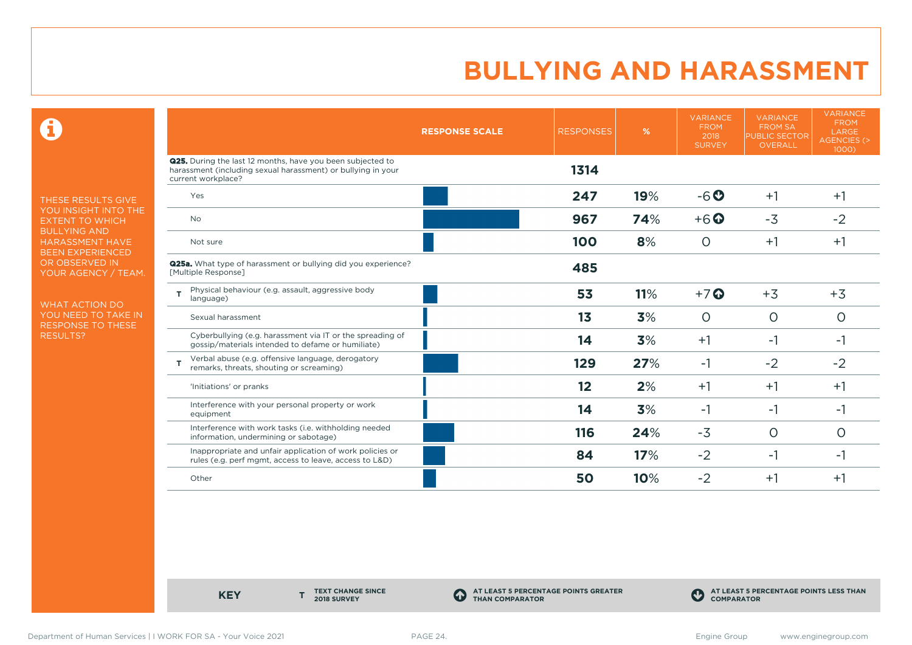# BULLYING AND HARASSMENT

THESE RESULTS GIVE YOU INSIGHT INTO THE EXTENT TO WHICH BULLYING AND HARASSMENT HAVE BEEN EXPERIENCED OR OBSERVED IN YOUR AGENCY / TEAM.

WHAT ACTION DO YOU NEED TO TAKE IN RESPONSE TO THESE RESULTS?

| | RESPONSE SCALE | RESPONSES | % | VARIANCE FROM 2018 SURVEY | VARIANCE FROM SA PUBLIC SECTOR OVERALL | VARIANCE FROM LARGE AGENCIES (> 1000) |
|---|---|---|---|---|---|---|
| **Q25.** During the last 12 months, have you been subjected to harassment (including sexual harassment) or bullying in your current workplace? | | **1314** | | | | |
| Yes | | **247** | **19**% | -6 ⬇ | +1 | +1 |
| No | | **967** | **74**% | +6 ⬆ | -3 | -2 |
| Not sure | | **100** | **8**% | 0 | +1 | +1 |
| **Q25a.** What type of harassment or bullying did you experience? [Multiple Response] | | **485** | | | | |
| T Physical behaviour (e.g. assault, aggressive body language) | | **53** | **11**% | +7 ⬆ | +3 | +3 |
| Sexual harassment | | **13** | **3**% | 0 | 0 | 0 |
| Cyberbullying (e.g. harassment via IT or the spreading of gossip/materials intended to defame or humiliate) | | **14** | **3**% | +1 | -1 | -1 |
| T Verbal abuse (e.g. offensive language, derogatory remarks, threats, shouting or screaming) | | **129** | **27**% | -1 | -2 | -2 |
| 'Initiations' or pranks | | **12** | **2**% | +1 | +1 | +1 |
| Interference with your personal property or work equipment | | **14** | **3**% | -1 | -1 | -1 |
| Interference with work tasks (i.e. withholding needed information, undermining or sabotage) | | **116** | **24**% | -3 | 0 | 0 |
| Inappropriate and unfair application of work policies or rules (e.g. perf mgmt, access to leave, access to L&D) | | **84** | **17**% | -2 | -1 | -1 |
| Other | | **50** | **10**% | -2 | +1 | +1 |

**KEY**

- **T** TEXT CHANGE SINCE 2018 SURVEY
- ⬆ AT LEAST 5 PERCENTAGE POINTS GREATER THAN COMPARATOR
- ⬇ AT LEAST 5 PERCENTAGE POINTS LESS THAN COMPARATOR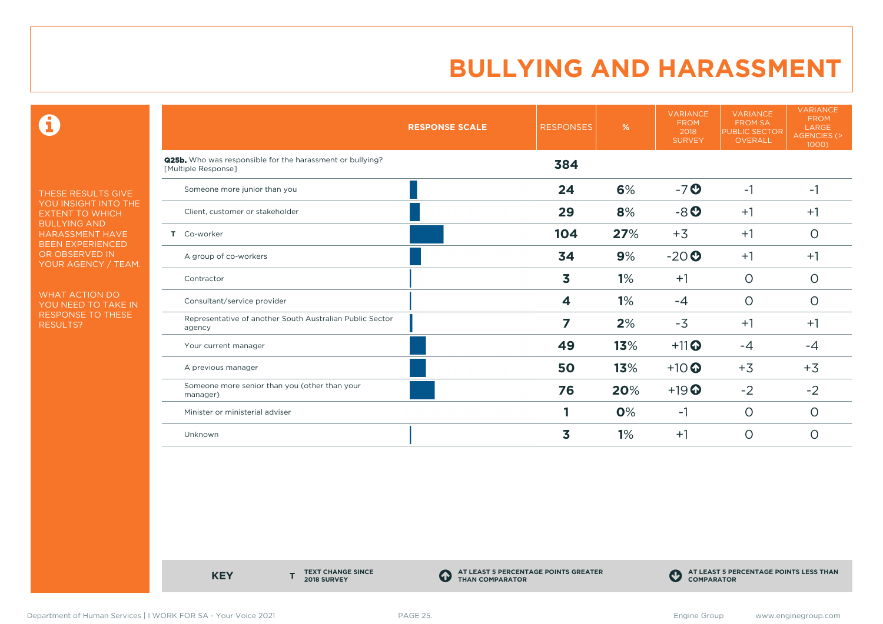# BULLYING AND HARASSMENT

THESE RESULTS GIVE YOU INSIGHT INTO THE EXTENT TO WHICH BULLYING AND HARASSMENT HAVE BEEN EXPERIENCED OR OBSERVED IN YOUR AGENCY / TEAM.

WHAT ACTION DO YOU NEED TO TAKE IN RESPONSE TO THESE RESULTS?

| | RESPONSE SCALE | RESPONSES | % | VARIANCE FROM 2018 SURVEY | VARIANCE FROM SA PUBLIC SECTOR OVERALL | VARIANCE FROM LARGE AGENCIES (> 1000) |
|---|---|---|---|---|---|---|
| **Q25b.** Who was responsible for the harassment or bullying? [Multiple Response] | | **384** | | | | |
| Someone more junior than you | | **24** | **6%** | -7 ⬇ | -1 | -1 |
| Client, customer or stakeholder | | **29** | **8%** | -8 ⬇ | +1 | +1 |
| T Co-worker | | **104** | **27%** | +3 | +1 | 0 |
| A group of co-workers | | **34** | **9%** | -20 ⬇ | +1 | +1 |
| Contractor | | **3** | **1%** | +1 | 0 | 0 |
| Consultant/service provider | | **4** | **1%** | -4 | 0 | 0 |
| Representative of another South Australian Public Sector agency | | **7** | **2%** | -3 | +1 | +1 |
| Your current manager | | **49** | **13%** | +11 ⬆ | -4 | -4 |
| A previous manager | | **50** | **13%** | +10 ⬆ | +3 | +3 |
| Someone more senior than you (other than your manager) | | **76** | **20%** | +19 ⬆ | -2 | -2 |
| Minister or ministerial adviser | | **1** | **0%** | -1 | 0 | 0 |
| Unknown | | **3** | **1%** | +1 | 0 | 0 |

**KEY**

**T** TEXT CHANGE SINCE 2018 SURVEY

⬆ AT LEAST 5 PERCENTAGE POINTS GREATER THAN COMPARATOR

⬇ AT LEAST 5 PERCENTAGE POINTS LESS THAN COMPARATOR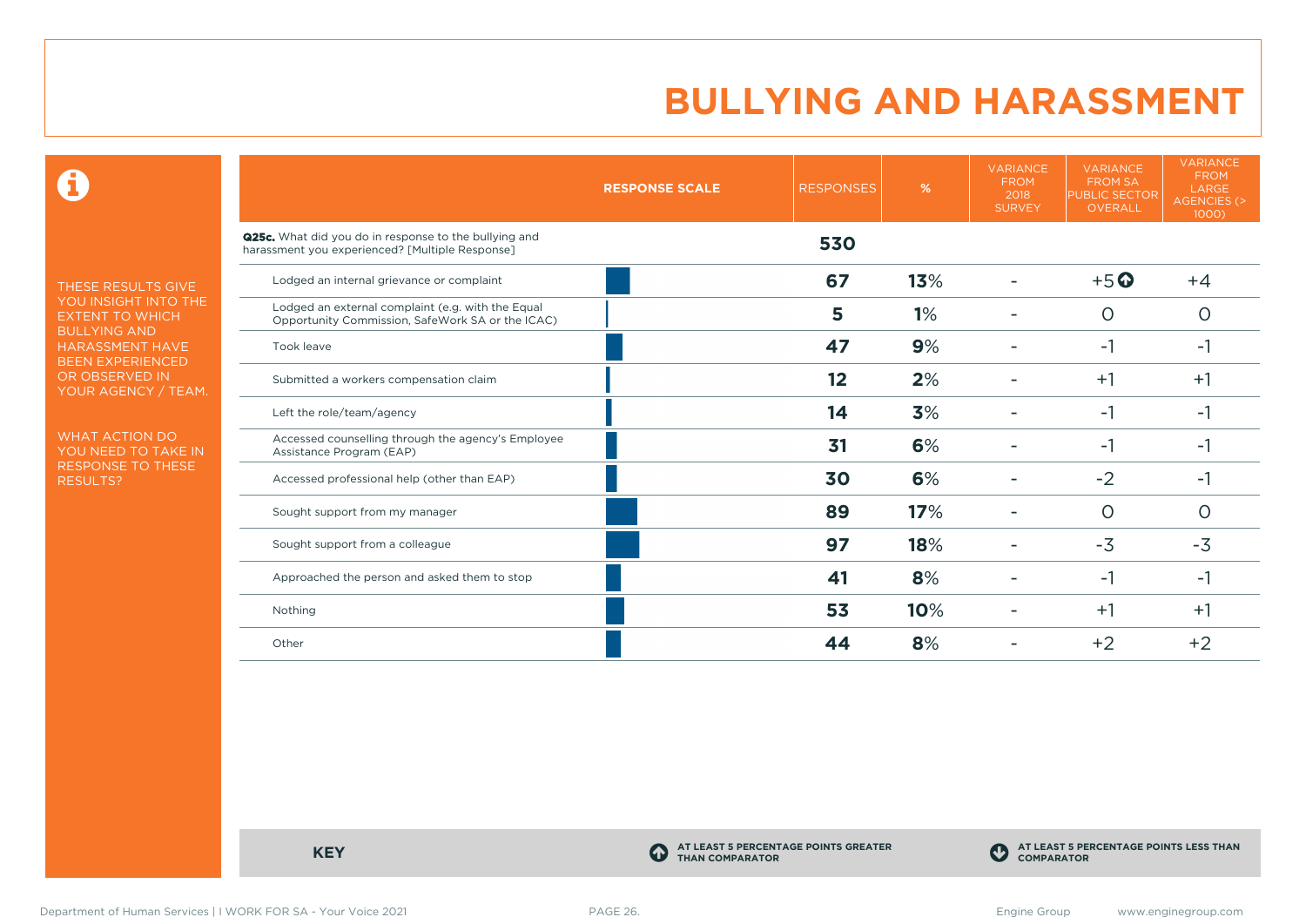# BULLYING AND HARASSMENT

THESE RESULTS GIVE YOU INSIGHT INTO THE EXTENT TO WHICH BULLYING AND HARASSMENT HAVE BEEN EXPERIENCED OR OBSERVED IN YOUR AGENCY / TEAM.

WHAT ACTION DO YOU NEED TO TAKE IN RESPONSE TO THESE RESULTS?

| RESPONSE SCALE | RESPONSES | % | VARIANCE FROM 2018 SURVEY | VARIANCE FROM SA PUBLIC SECTOR OVERALL | VARIANCE FROM LARGE AGENCIES (> 1000) |
|---|---|---|---|---|---|
| **Q25c.** What did you do in response to the bullying and harassment you experienced? [Multiple Response] | **530** | | | | |
| Lodged an internal grievance or complaint | **67** | **13**% | - | +5 ⬆ | +4 |
| Lodged an external complaint (e.g. with the Equal Opportunity Commission, SafeWork SA or the ICAC) | **5** | **1**% | - | 0 | 0 |
| Took leave | **47** | **9**% | - | -1 | -1 |
| Submitted a workers compensation claim | **12** | **2**% | - | +1 | +1 |
| Left the role/team/agency | **14** | **3**% | - | -1 | -1 |
| Accessed counselling through the agency's Employee Assistance Program (EAP) | **31** | **6**% | - | -1 | -1 |
| Accessed professional help (other than EAP) | **30** | **6**% | - | -2 | -1 |
| Sought support from my manager | **89** | **17**% | - | 0 | 0 |
| Sought support from a colleague | **97** | **18**% | - | -3 | -3 |
| Approached the person and asked them to stop | **41** | **8**% | - | -1 | -1 |
| Nothing | **53** | **10**% | - | +1 | +1 |
| Other | **44** | **8**% | - | +2 | +2 |

**KEY**

⬆ AT LEAST 5 PERCENTAGE POINTS GREATER THAN COMPARATOR

⬇ AT LEAST 5 PERCENTAGE POINTS LESS THAN COMPARATOR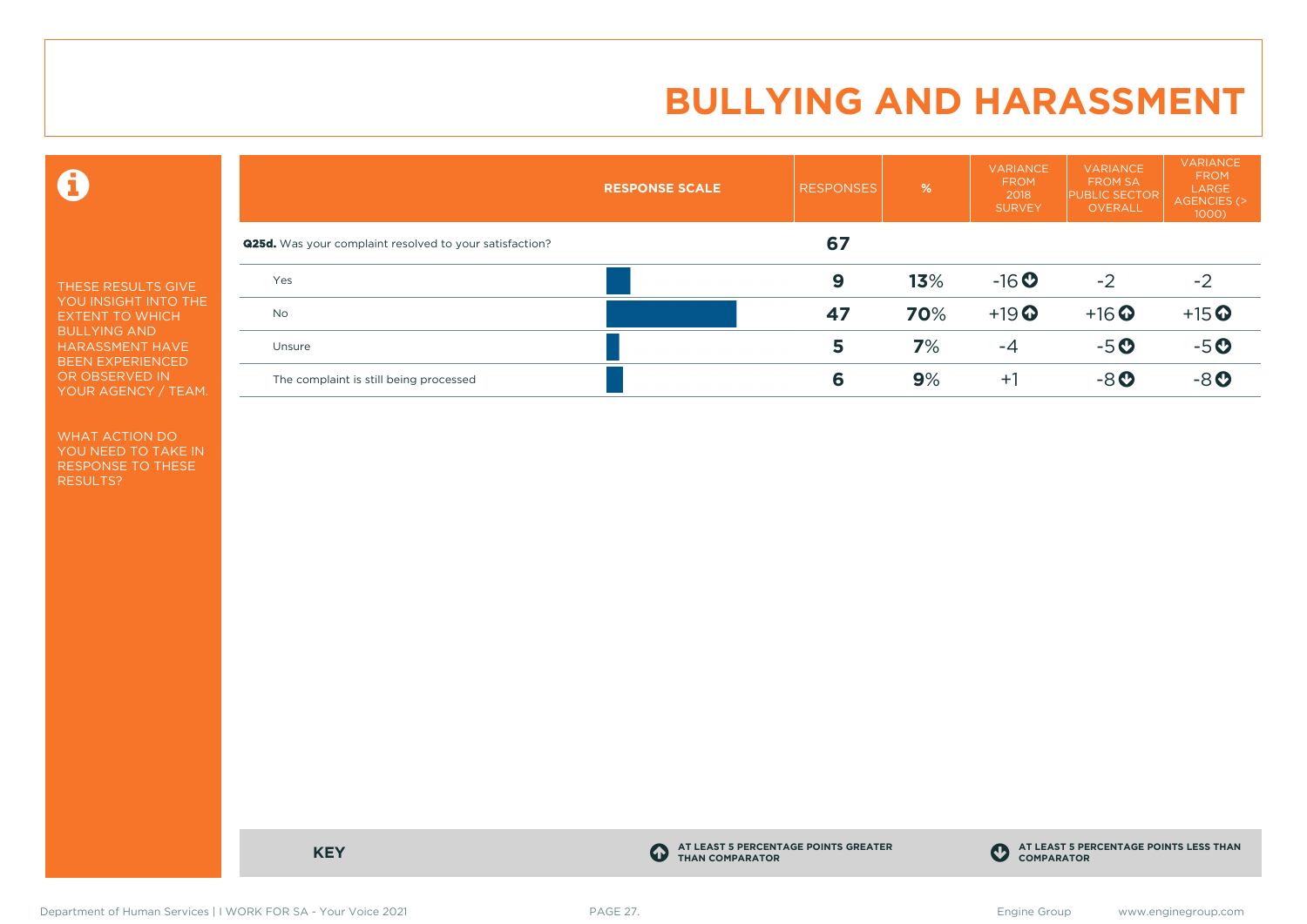# BULLYING AND HARASSMENT

THESE RESULTS GIVE YOU INSIGHT INTO THE EXTENT TO WHICH BULLYING AND HARASSMENT HAVE BEEN EXPERIENCED OR OBSERVED IN YOUR AGENCY / TEAM.

WHAT ACTION DO YOU NEED TO TAKE IN RESPONSE TO THESE RESULTS?

| | RESPONSE SCALE | RESPONSES | % | VARIANCE FROM 2018 SURVEY | VARIANCE FROM SA PUBLIC SECTOR OVERALL | VARIANCE FROM LARGE AGENCIES (> 1000) |
|---|---|---|---|---|---|---|
| **Q25d.** Was your complaint resolved to your satisfaction? | | **67** | | | | |
| Yes | | **9** | **13**% | -16 ⬇ | -2 | -2 |
| No | | **47** | **70**% | +19 ⬆ | +16 ⬆ | +15 ⬆ |
| Unsure | | **5** | **7**% | -4 | -5 ⬇ | -5 ⬇ |
| The complaint is still being processed | | **6** | **9**% | +1 | -8 ⬇ | -8 ⬇ |

**KEY**

⬆ AT LEAST 5 PERCENTAGE POINTS GREATER THAN COMPARATOR

⬇ AT LEAST 5 PERCENTAGE POINTS LESS THAN COMPARATOR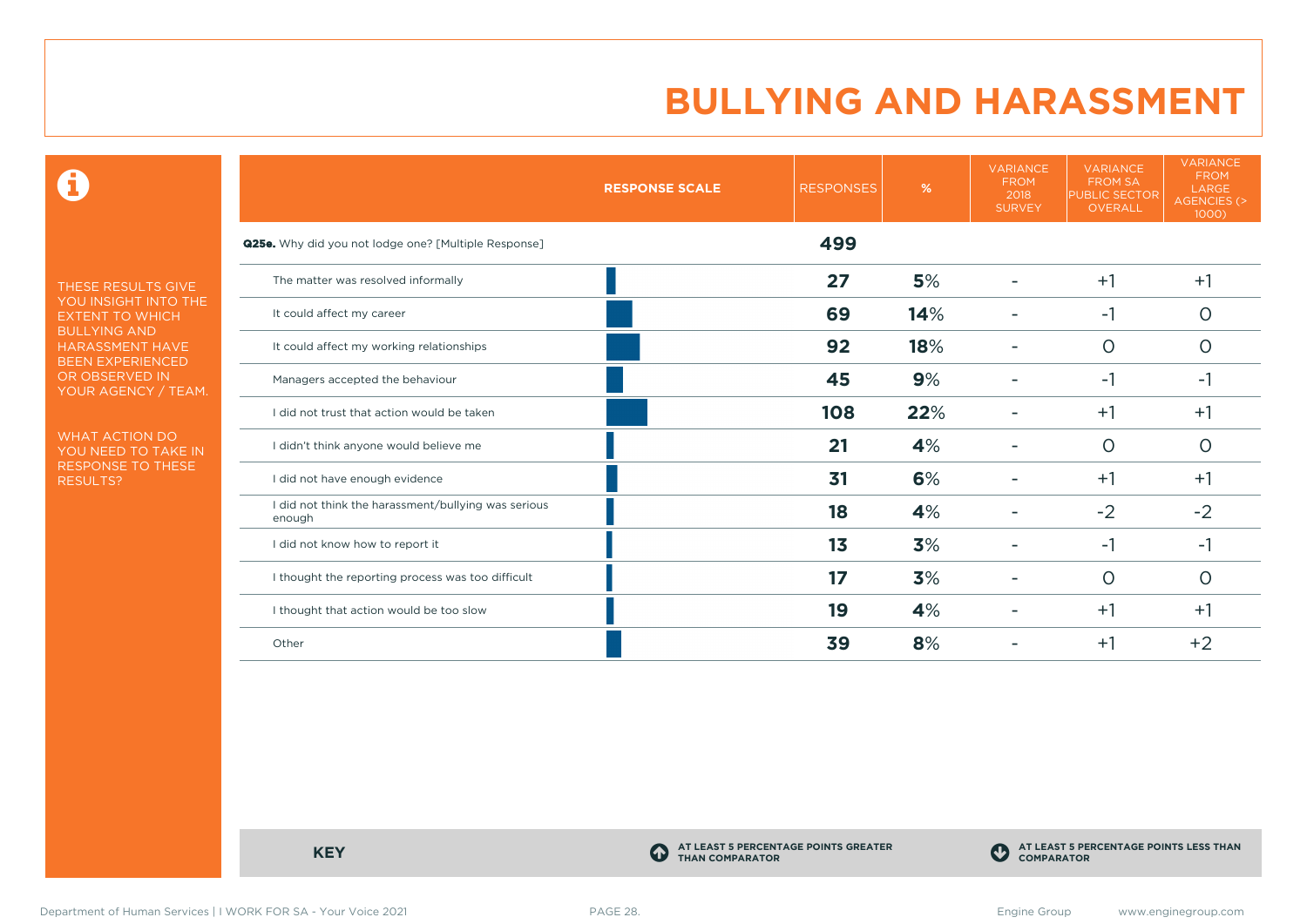# BULLYING AND HARASSMENT

THESE RESULTS GIVE YOU INSIGHT INTO THE EXTENT TO WHICH BULLYING AND HARASSMENT HAVE BEEN EXPERIENCED OR OBSERVED IN YOUR AGENCY / TEAM.

WHAT ACTION DO YOU NEED TO TAKE IN RESPONSE TO THESE RESULTS?

| RESPONSE SCALE | RESPONSES | % | VARIANCE FROM 2018 SURVEY | VARIANCE FROM SA PUBLIC SECTOR OVERALL | VARIANCE FROM LARGE AGENCIES (> 1000) |
|---|---|---|---|---|---|
| **Q25e.** Why did you not lodge one? [Multiple Response] | 499 | | | | |
| The matter was resolved informally | 27 | 5% | - | +1 | +1 |
| It could affect my career | 69 | 14% | - | -1 | 0 |
| It could affect my working relationships | 92 | 18% | - | 0 | 0 |
| Managers accepted the behaviour | 45 | 9% | - | -1 | -1 |
| I did not trust that action would be taken | 108 | 22% | - | +1 | +1 |
| I didn't think anyone would believe me | 21 | 4% | - | 0 | 0 |
| I did not have enough evidence | 31 | 6% | - | +1 | +1 |
| I did not think the harassment/bullying was serious enough | 18 | 4% | - | -2 | -2 |
| I did not know how to report it | 13 | 3% | - | -1 | -1 |
| I thought the reporting process was too difficult | 17 | 3% | - | 0 | 0 |
| I thought that action would be too slow | 19 | 4% | - | +1 | +1 |
| Other | 39 | 8% | - | +1 | +2 |

**KEY**

**AT LEAST 5 PERCENTAGE POINTS GREATER THAN COMPARATOR**

**AT LEAST 5 PERCENTAGE POINTS LESS THAN COMPARATOR**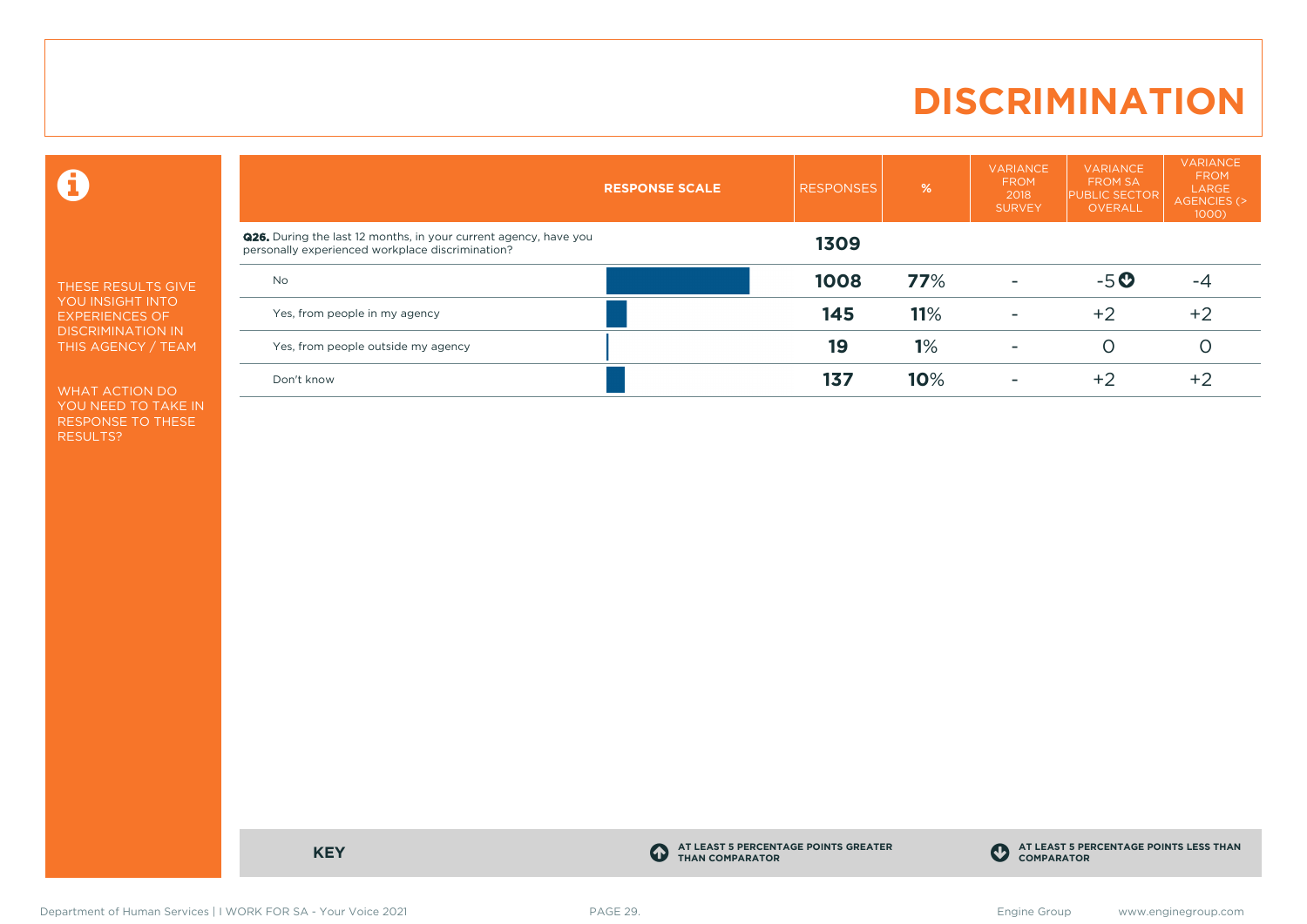# DISCRIMINATION

THESE RESULTS GIVE YOU INSIGHT INTO EXPERIENCES OF DISCRIMINATION IN THIS AGENCY / TEAM

WHAT ACTION DO YOU NEED TO TAKE IN RESPONSE TO THESE RESULTS?

| RESPONSE SCALE | RESPONSES | % | VARIANCE FROM 2018 SURVEY | VARIANCE FROM SA PUBLIC SECTOR OVERALL | VARIANCE FROM LARGE AGENCIES (> 1000) |
|---|---|---|---|---|---|
| **Q26.** During the last 12 months, in your current agency, have you personally experienced workplace discrimination? | **1309** | | | | |
| No | **1008** | **77**% | - | -5 ⬇ | -4 |
| Yes, from people in my agency | **145** | **11**% | - | +2 | +2 |
| Yes, from people outside my agency | **19** | **1**% | - | 0 | 0 |
| Don't know | **137** | **10**% | - | +2 | +2 |

**KEY**

⬆ AT LEAST 5 PERCENTAGE POINTS GREATER THAN COMPARATOR

⬇ AT LEAST 5 PERCENTAGE POINTS LESS THAN COMPARATOR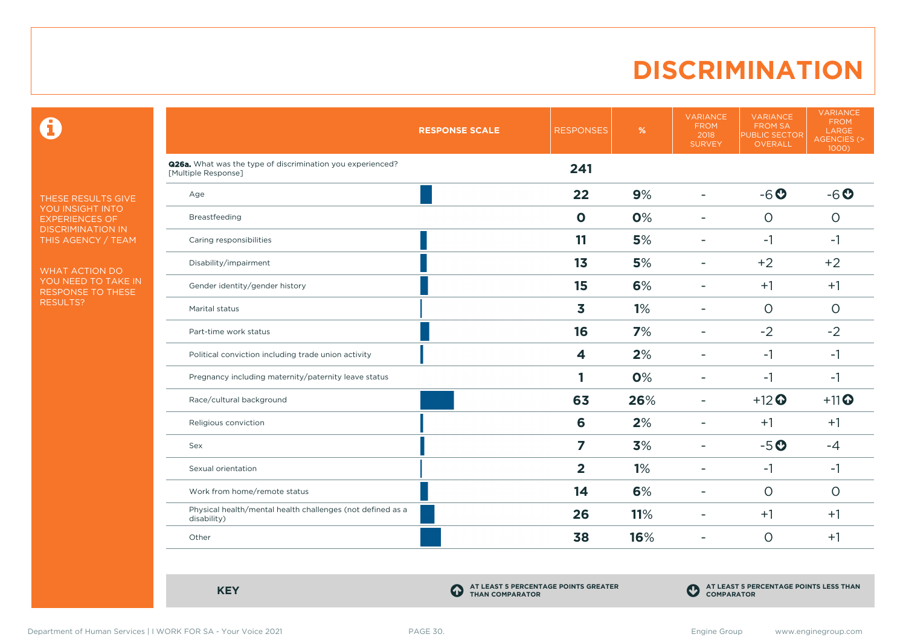# DISCRIMINATION

THESE RESULTS GIVE YOU INSIGHT INTO EXPERIENCES OF DISCRIMINATION IN THIS AGENCY / TEAM

WHAT ACTION DO YOU NEED TO TAKE IN RESPONSE TO THESE RESULTS?

| RESPONSE SCALE | RESPONSES | % | VARIANCE FROM 2018 SURVEY | VARIANCE FROM SA PUBLIC SECTOR OVERALL | VARIANCE FROM LARGE AGENCIES (> 1000) |
|---|---|---|---|---|---|
| **Q26a.** What was the type of discrimination you experienced? [Multiple Response] | **241** | | | | |
| Age | **22** | **9%** | - | -6 ⬇ | -6 ⬇ |
| Breastfeeding | **0** | **0%** | - | 0 | 0 |
| Caring responsibilities | **11** | **5%** | - | -1 | -1 |
| Disability/impairment | **13** | **5%** | - | +2 | +2 |
| Gender identity/gender history | **15** | **6%** | - | +1 | +1 |
| Marital status | **3** | **1%** | - | 0 | 0 |
| Part-time work status | **16** | **7%** | - | -2 | -2 |
| Political conviction including trade union activity | **4** | **2%** | - | -1 | -1 |
| Pregnancy including maternity/paternity leave status | **1** | **0%** | - | -1 | -1 |
| Race/cultural background | **63** | **26%** | - | +12 ⬆ | +11 ⬆ |
| Religious conviction | **6** | **2%** | - | +1 | +1 |
| Sex | **7** | **3%** | - | -5 ⬇ | -4 |
| Sexual orientation | **2** | **1%** | - | -1 | -1 |
| Work from home/remote status | **14** | **6%** | - | 0 | 0 |
| Physical health/mental health challenges (not defined as a disability) | **26** | **11%** | - | +1 | +1 |
| Other | **38** | **16%** | - | 0 | +1 |

**KEY**

⬆ AT LEAST 5 PERCENTAGE POINTS GREATER THAN COMPARATOR

⬇ AT LEAST 5 PERCENTAGE POINTS LESS THAN COMPARATOR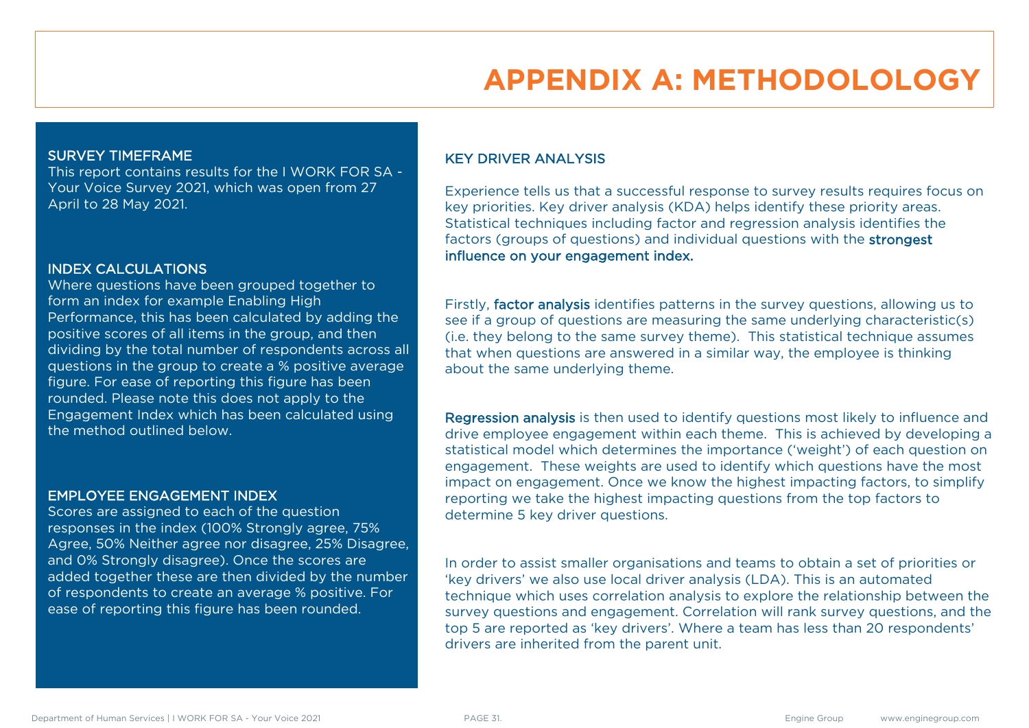# APPENDIX A: METHODOLOLOGY

## SURVEY TIMEFRAME

This report contains results for the I WORK FOR SA - Your Voice Survey 2021, which was open from 27 April to 28 May 2021.

## INDEX CALCULATIONS

Where questions have been grouped together to form an index for example Enabling High Performance, this has been calculated by adding the positive scores of all items in the group, and then dividing by the total number of respondents across all questions in the group to create a % positive average figure. For ease of reporting this figure has been rounded. Please note this does not apply to the Engagement Index which has been calculated using the method outlined below.

## EMPLOYEE ENGAGEMENT INDEX

Scores are assigned to each of the question responses in the index (100% Strongly agree, 75% Agree, 50% Neither agree nor disagree, 25% Disagree, and 0% Strongly disagree). Once the scores are added together these are then divided by the number of respondents to create an average % positive. For ease of reporting this figure has been rounded.

## KEY DRIVER ANALYSIS

Experience tells us that a successful response to survey results requires focus on key priorities. Key driver analysis (KDA) helps identify these priority areas. Statistical techniques including factor and regression analysis identifies the factors (groups of questions) and individual questions with the **strongest influence on your engagement index.**

Firstly, **factor analysis** identifies patterns in the survey questions, allowing us to see if a group of questions are measuring the same underlying characteristic(s) (i.e. they belong to the same survey theme). This statistical technique assumes that when questions are answered in a similar way, the employee is thinking about the same underlying theme.

**Regression analysis** is then used to identify questions most likely to influence and drive employee engagement within each theme. This is achieved by developing a statistical model which determines the importance ('weight') of each question on engagement. These weights are used to identify which questions have the most impact on engagement. Once we know the highest impacting factors, to simplify reporting we take the highest impacting questions from the top factors to determine 5 key driver questions.

In order to assist smaller organisations and teams to obtain a set of priorities or 'key drivers' we also use local driver analysis (LDA). This is an automated technique which uses correlation analysis to explore the relationship between the survey questions and engagement. Correlation will rank survey questions, and the top 5 are reported as 'key drivers'. Where a team has less than 20 respondents' drivers are inherited from the parent unit.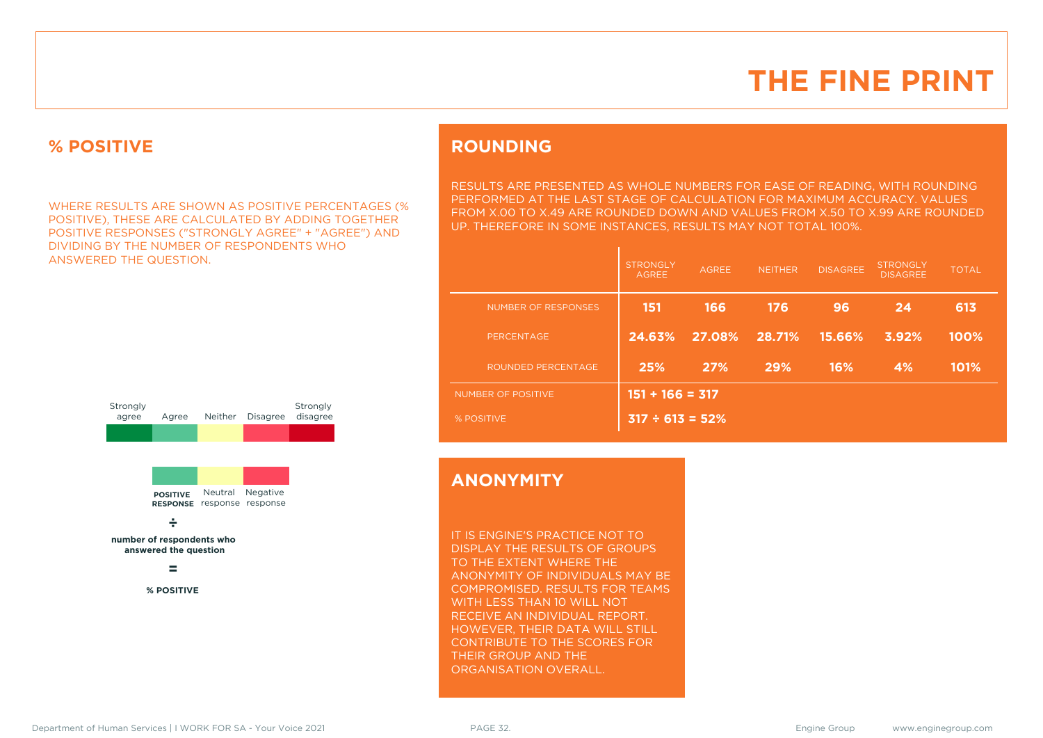# THE FINE PRINT

## % POSITIVE

WHERE RESULTS ARE SHOWN AS POSITIVE PERCENTAGES (% POSITIVE), THESE ARE CALCULATED BY ADDING TOGETHER POSITIVE RESPONSES ("STRONGLY AGREE" + "AGREE") AND DIVIDING BY THE NUMBER OF RESPONDENTS WHO ANSWERED THE QUESTION.

Strongly agree
Agree
Neither
Disagree
Strongly disagree

**POSITIVE RESPONSE**
Neutral response
Negative response

÷

**number of respondents who answered the question**

=

**% POSITIVE**

## ROUNDING

RESULTS ARE PRESENTED AS WHOLE NUMBERS FOR EASE OF READING, WITH ROUNDING PERFORMED AT THE LAST STAGE OF CALCULATION FOR MAXIMUM ACCURACY. VALUES FROM X.00 TO X.49 ARE ROUNDED DOWN AND VALUES FROM X.50 TO X.99 ARE ROUNDED UP. THEREFORE IN SOME INSTANCES, RESULTS MAY NOT TOTAL 100%.

| | STRONGLY AGREE | AGREE | NEITHER | DISAGREE | STRONGLY DISAGREE | TOTAL |
|---|---|---|---|---|---|---|
| NUMBER OF RESPONSES | **151** | **166** | **176** | **96** | **24** | **613** |
| PERCENTAGE | **24.63%** | **27.08%** | **28.71%** | **15.66%** | **3.92%** | **100%** |
| ROUNDED PERCENTAGE | **25%** | **27%** | **29%** | **16%** | **4%** | **101%** |
| NUMBER OF POSITIVE | **151 + 166 = 317** | | | | | |
| % POSITIVE | **317 ÷ 613 = 52%** | | | | | |

## ANONYMITY

IT IS ENGINE'S PRACTICE NOT TO DISPLAY THE RESULTS OF GROUPS TO THE EXTENT WHERE THE ANONYMITY OF INDIVIDUALS MAY BE COMPROMISED. RESULTS FOR TEAMS WITH LESS THAN 10 WILL NOT RECEIVE AN INDIVIDUAL REPORT. HOWEVER, THEIR DATA WILL STILL CONTRIBUTE TO THE SCORES FOR THEIR GROUP AND THE ORGANISATION OVERALL.